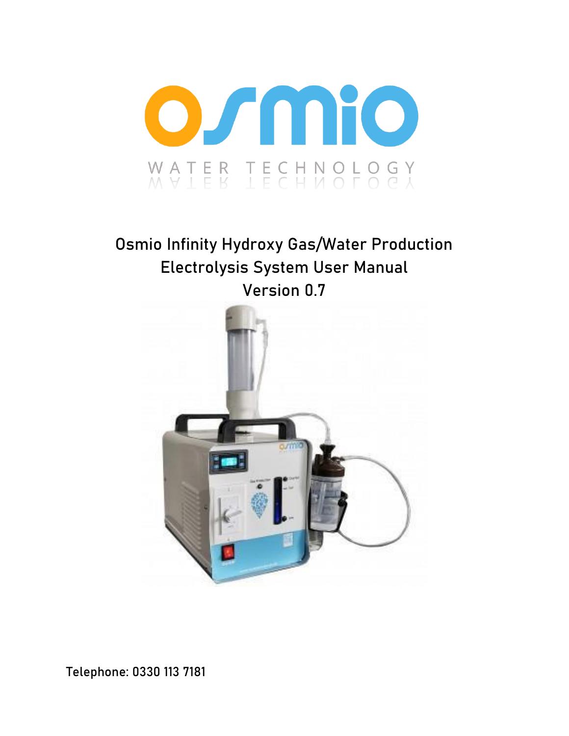osmio

WATER TECHNOLOGY

# Osmio Infinity Hydroxy Gas/Water Production Electrolysis System User Manual

Version 0.7

Telephone: 0330 113 7181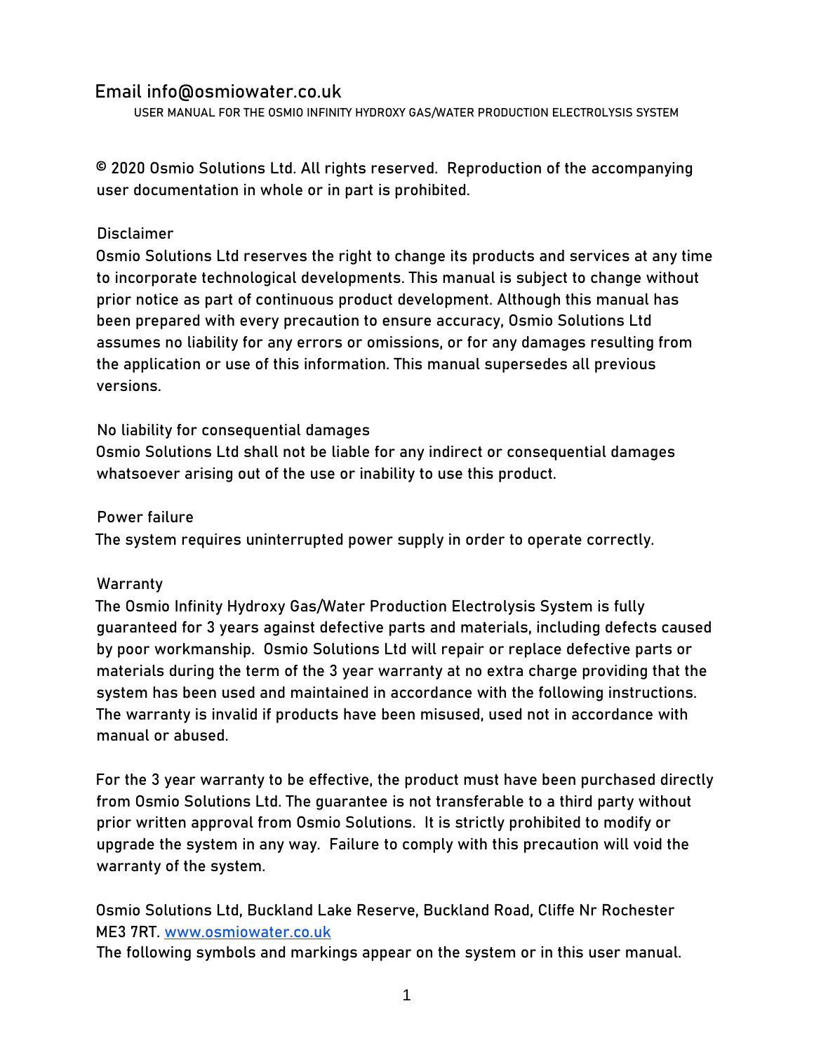Email info@osmiowater.co.uk

USER MANUAL FOR THE OSMIO INFINITY HYDROXY GAS/WATER PRODUCTION ELECTROLYSIS SYSTEM

© 2020 Osmio Solutions Ltd. All rights reserved. Reproduction of the accompanying user documentation in whole or in part is prohibited.

## Disclaimer

Osmio Solutions Ltd reserves the right to change its products and services at any time to incorporate technological developments. This manual is subject to change without prior notice as part of continuous product development. Although this manual has been prepared with every precaution to ensure accuracy, Osmio Solutions Ltd assumes no liability for any errors or omissions, or for any damages resulting from the application or use of this information. This manual supersedes all previous versions.

## No liability for consequential damages

Osmio Solutions Ltd shall not be liable for any indirect or consequential damages whatsoever arising out of the use or inability to use this product.

## Power failure

The system requires uninterrupted power supply in order to operate correctly.

## Warranty

The Osmio Infinity Hydroxy Gas/Water Production Electrolysis System is fully guaranteed for 3 years against defective parts and materials, including defects caused by poor workmanship. Osmio Solutions Ltd will repair or replace defective parts or materials during the term of the 3 year warranty at no extra charge providing that the system has been used and maintained in accordance with the following instructions. The warranty is invalid if products have been misused, used not in accordance with manual or abused.

For the 3 year warranty to be effective, the product must have been purchased directly from Osmio Solutions Ltd. The guarantee is not transferable to a third party without prior written approval from Osmio Solutions. It is strictly prohibited to modify or upgrade the system in any way. Failure to comply with this precaution will void the warranty of the system.

Osmio Solutions Ltd, Buckland Lake Reserve, Buckland Road, Cliffe Nr Rochester ME3 7RT. [www.osmiowater.co.uk](http://www.osmiowater.co.uk)

The following symbols and markings appear on the system or in this user manual.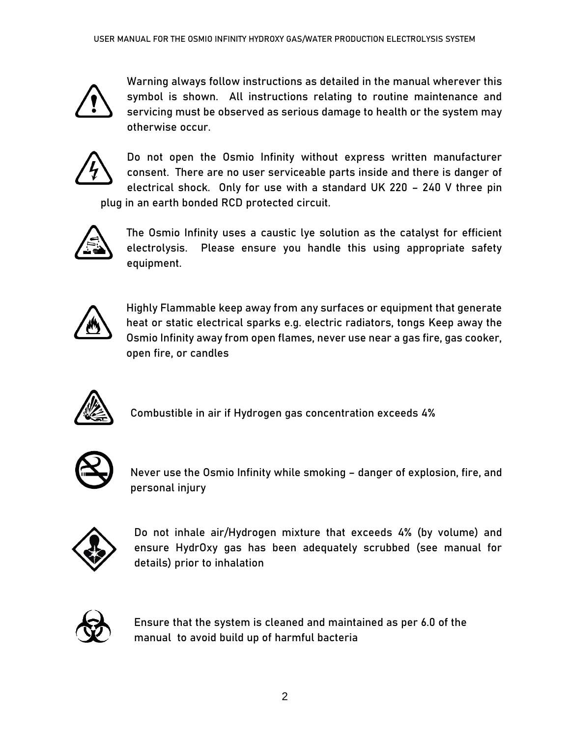Warning always follow instructions as detailed in the manual wherever this symbol is shown. All instructions relating to routine maintenance and servicing must be observed as serious damage to health or the system may otherwise occur.

Do not open the Osmio Infinity without express written manufacturer consent. There are no user serviceable parts inside and there is danger of electrical shock. Only for use with a standard UK 220 – 240 V three pin plug in an earth bonded RCD protected circuit.

The Osmio Infinity uses a caustic lye solution as the catalyst for efficient electrolysis. Please ensure you handle this using appropriate safety equipment.

Highly Flammable keep away from any surfaces or equipment that generate heat or static electrical sparks e.g. electric radiators, tongs Keep away the Osmio Infinity away from open flames, never use near a gas fire, gas cooker, open fire, or candles

Combustible in air if Hydrogen gas concentration exceeds 4%

Never use the Osmio Infinity while smoking – danger of explosion, fire, and personal injury

Do not inhale air/Hydrogen mixture that exceeds 4% (by volume) and ensure HydrOxy gas has been adequately scrubbed (see manual for details) prior to inhalation

Ensure that the system is cleaned and maintained as per 6.0 of the manual to avoid build up of harmful bacteria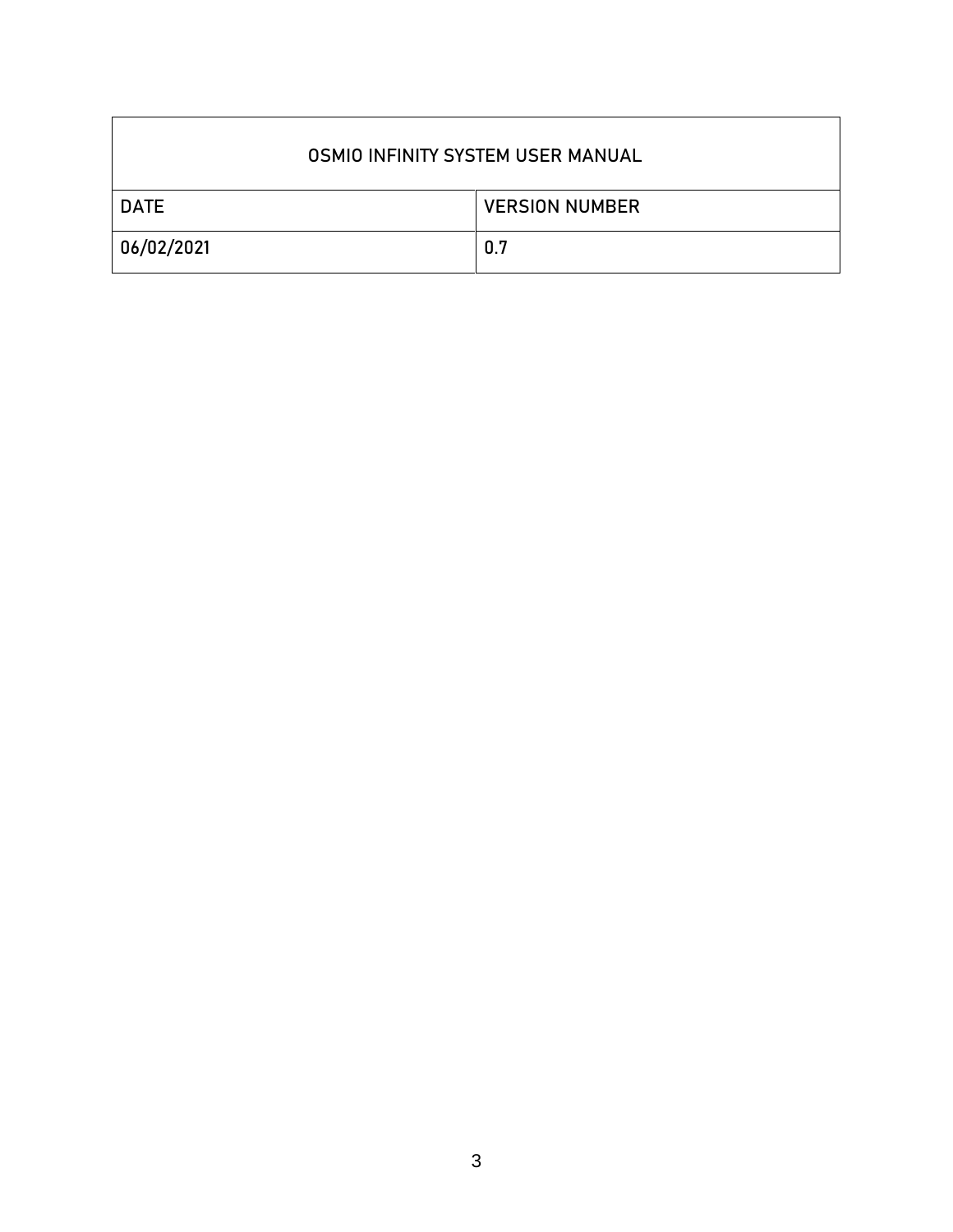| OSMIO INFINITY SYSTEM USER MANUAL | |
|---|---|
| DATE | VERSION NUMBER |
| 06/02/2021 | 0.7 |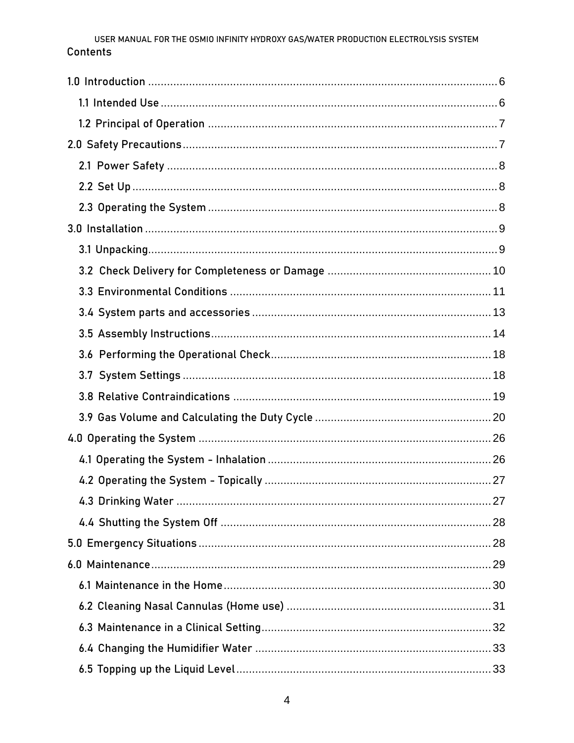## Contents

1.0 Introduction ........................................................................................................ 6

1.1 Intended Use ..................................................................................................... 6

1.2 Principal of Operation ....................................................................................... 7

2.0 Safety Precautions ............................................................................................. 7

2.1 Power Safety ..................................................................................................... 8

2.2 Set Up ............................................................................................................... 8

2.3 Operating the System ........................................................................................ 8

3.0 Installation .......................................................................................................... 9

3.1 Unpacking.......................................................................................................... 9

3.2 Check Delivery for Completeness or Damage .................................................. 10

3.3 Environmental Conditions ................................................................................ 11

3.4 System parts and accessories .......................................................................... 13

3.5 Assembly Instructions....................................................................................... 14

3.6 Performing the Operational Check.................................................................... 18

3.7 System Settings ................................................................................................ 18

3.8 Relative Contraindications ................................................................................ 19

3.9 Gas Volume and Calculating the Duty Cycle ...................................................... 20

4.0 Operating the System ........................................................................................ 26

4.1 Operating the System - Inhalation ..................................................................... 26

4.2 Operating the System - Topically ...................................................................... 27

4.3 Drinking Water .................................................................................................. 27

4.4 Shutting the System Off .................................................................................... 28

5.0 Emergency Situations ........................................................................................ 28

6.0 Maintenance....................................................................................................... 29

6.1 Maintenance in the Home.................................................................................. 30

6.2 Cleaning Nasal Cannulas (Home use) ............................................................... 31

6.3 Maintenance in a Clinical Setting...................................................................... 32

6.4 Changing the Humidifier Water ......................................................................... 33

6.5 Topping up the Liquid Level............................................................................... 33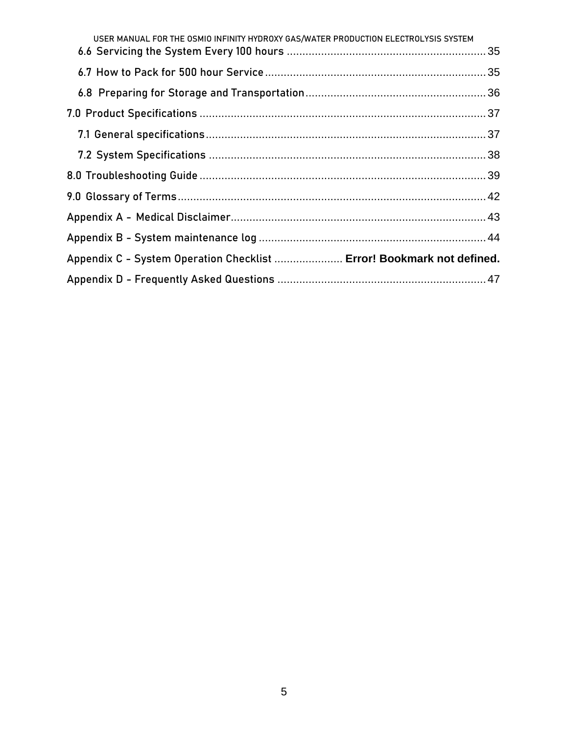6.6 Servicing the System Every 100 hours ............................................................... 35

6.7 How to Pack for 500 hour Service ...................................................................... 35

6.8 Preparing for Storage and Transportation ......................................................... 36

7.0 Product Specifications ........................................................................................... 37

7.1 General specifications ......................................................................................... 37

7.2 System Specifications ........................................................................................ 38

8.0 Troubleshooting Guide ........................................................................................... 39

9.0 Glossary of Terms .................................................................................................. 42

Appendix A - Medical Disclaimer ................................................................................. 43

Appendix B - System maintenance log ........................................................................ 44

Appendix C - System Operation Checklist ..................... **Error! Bookmark not defined.**

Appendix D - Frequently Asked Questions .................................................................. 47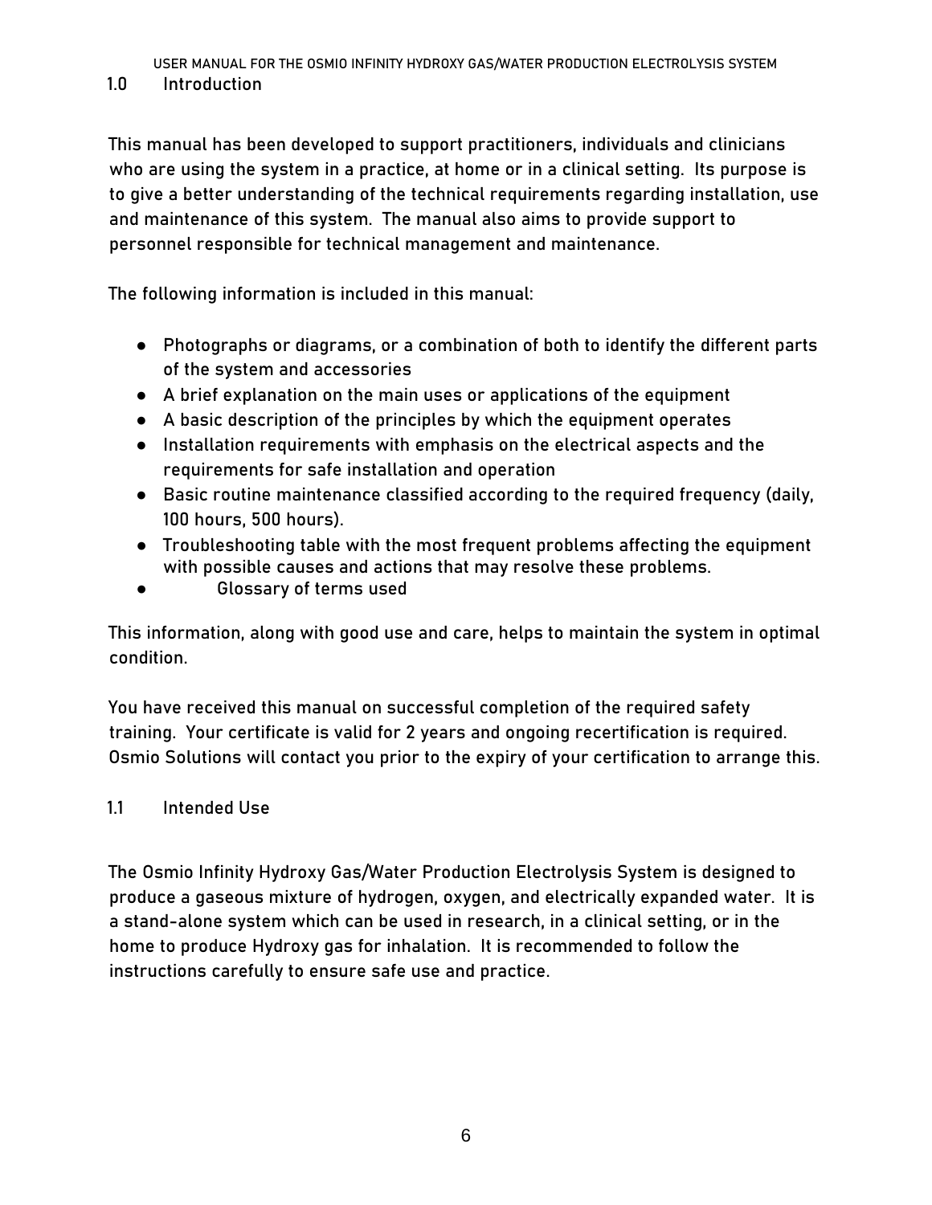## 1.0 Introduction

This manual has been developed to support practitioners, individuals and clinicians who are using the system in a practice, at home or in a clinical setting. Its purpose is to give a better understanding of the technical requirements regarding installation, use and maintenance of this system. The manual also aims to provide support to personnel responsible for technical management and maintenance.

The following information is included in this manual:

- Photographs or diagrams, or a combination of both to identify the different parts of the system and accessories
- A brief explanation on the main uses or applications of the equipment
- A basic description of the principles by which the equipment operates
- Installation requirements with emphasis on the electrical aspects and the requirements for safe installation and operation
- Basic routine maintenance classified according to the required frequency (daily, 100 hours, 500 hours).
- Troubleshooting table with the most frequent problems affecting the equipment with possible causes and actions that may resolve these problems.
- Glossary of terms used

This information, along with good use and care, helps to maintain the system in optimal condition.

You have received this manual on successful completion of the required safety training. Your certificate is valid for 2 years and ongoing recertification is required. Osmio Solutions will contact you prior to the expiry of your certification to arrange this.

## 1.1 Intended Use

The Osmio Infinity Hydroxy Gas/Water Production Electrolysis System is designed to produce a gaseous mixture of hydrogen, oxygen, and electrically expanded water. It is a stand-alone system which can be used in research, in a clinical setting, or in the home to produce Hydroxy gas for inhalation. It is recommended to follow the instructions carefully to ensure safe use and practice.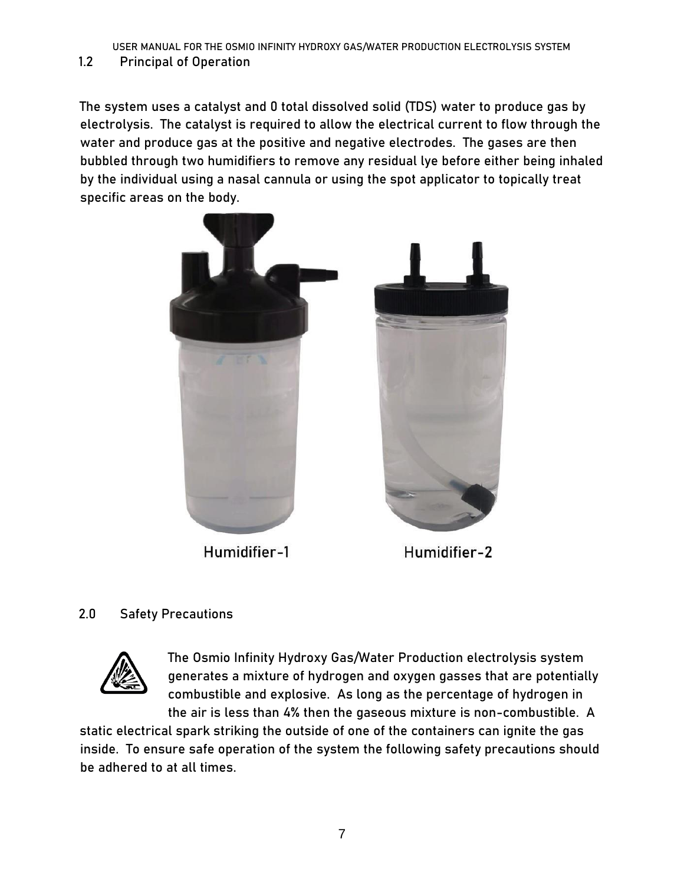## 1.2 Principal of Operation

The system uses a catalyst and 0 total dissolved solid (TDS) water to produce gas by electrolysis. The catalyst is required to allow the electrical current to flow through the water and produce gas at the positive and negative electrodes. The gases are then bubbled through two humidifiers to remove any residual lye before either being inhaled by the individual using a nasal cannula or using the spot applicator to topically treat specific areas on the body.

Humidifier-1 Humidifier-2

## 2.0 Safety Precautions

The Osmio Infinity Hydroxy Gas/Water Production electrolysis system generates a mixture of hydrogen and oxygen gasses that are potentially combustible and explosive. As long as the percentage of hydrogen in the air is less than 4% then the gaseous mixture is non-combustible. A static electrical spark striking the outside of one of the containers can ignite the gas inside. To ensure safe operation of the system the following safety precautions should be adhered to at all times.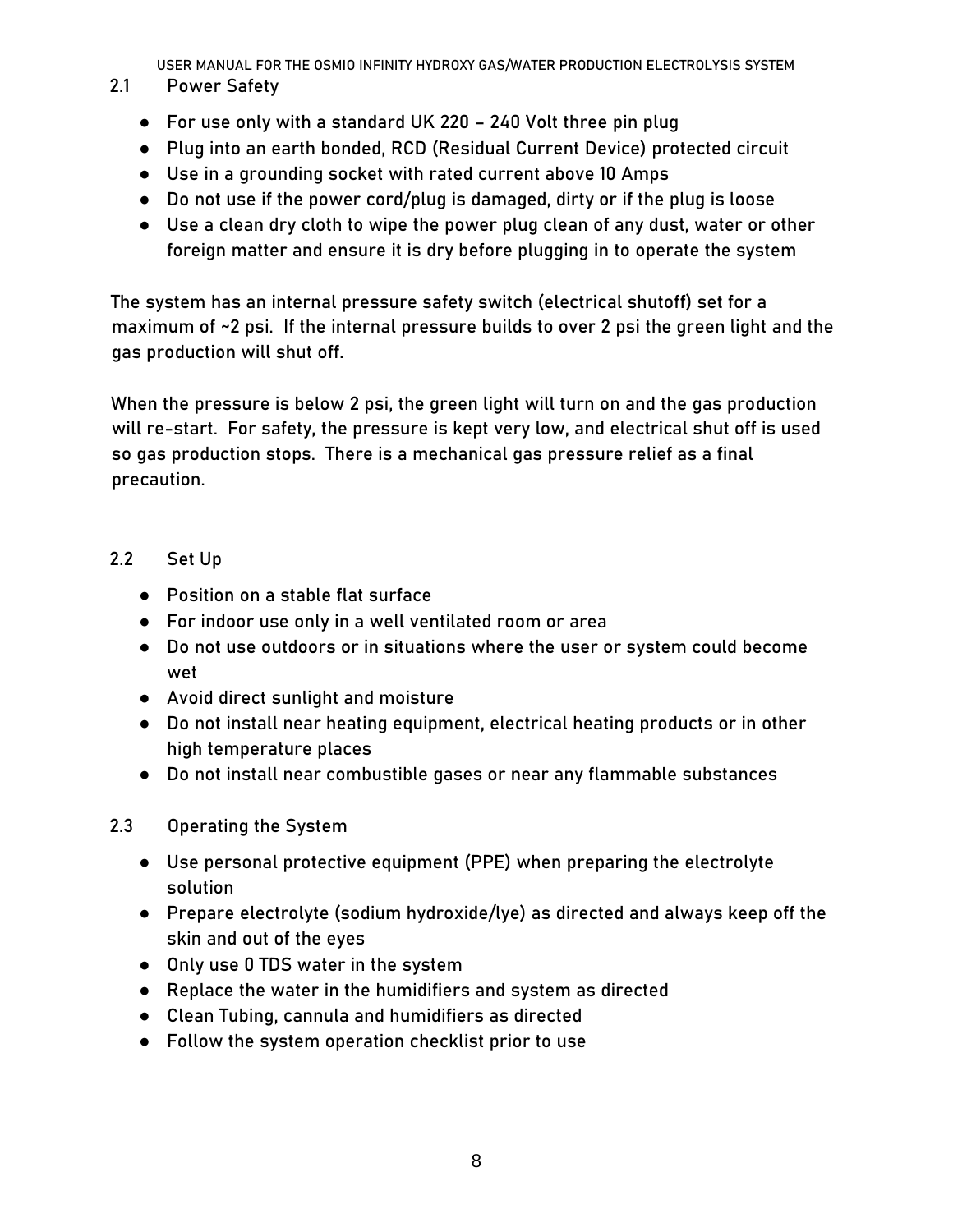## 2.1 Power Safety

- For use only with a standard UK 220 – 240 Volt three pin plug
- Plug into an earth bonded, RCD (Residual Current Device) protected circuit
- Use in a grounding socket with rated current above 10 Amps
- Do not use if the power cord/plug is damaged, dirty or if the plug is loose
- Use a clean dry cloth to wipe the power plug clean of any dust, water or other foreign matter and ensure it is dry before plugging in to operate the system

The system has an internal pressure safety switch (electrical shutoff) set for a maximum of ~2 psi. If the internal pressure builds to over 2 psi the green light and the gas production will shut off.

When the pressure is below 2 psi, the green light will turn on and the gas production will re-start. For safety, the pressure is kept very low, and electrical shut off is used so gas production stops. There is a mechanical gas pressure relief as a final precaution.

## 2.2 Set Up

- Position on a stable flat surface
- For indoor use only in a well ventilated room or area
- Do not use outdoors or in situations where the user or system could become wet
- Avoid direct sunlight and moisture
- Do not install near heating equipment, electrical heating products or in other high temperature places
- Do not install near combustible gases or near any flammable substances

## 2.3 Operating the System

- Use personal protective equipment (PPE) when preparing the electrolyte solution
- Prepare electrolyte (sodium hydroxide/lye) as directed and always keep off the skin and out of the eyes
- Only use 0 TDS water in the system
- Replace the water in the humidifiers and system as directed
- Clean Tubing, cannula and humidifiers as directed
- Follow the system operation checklist prior to use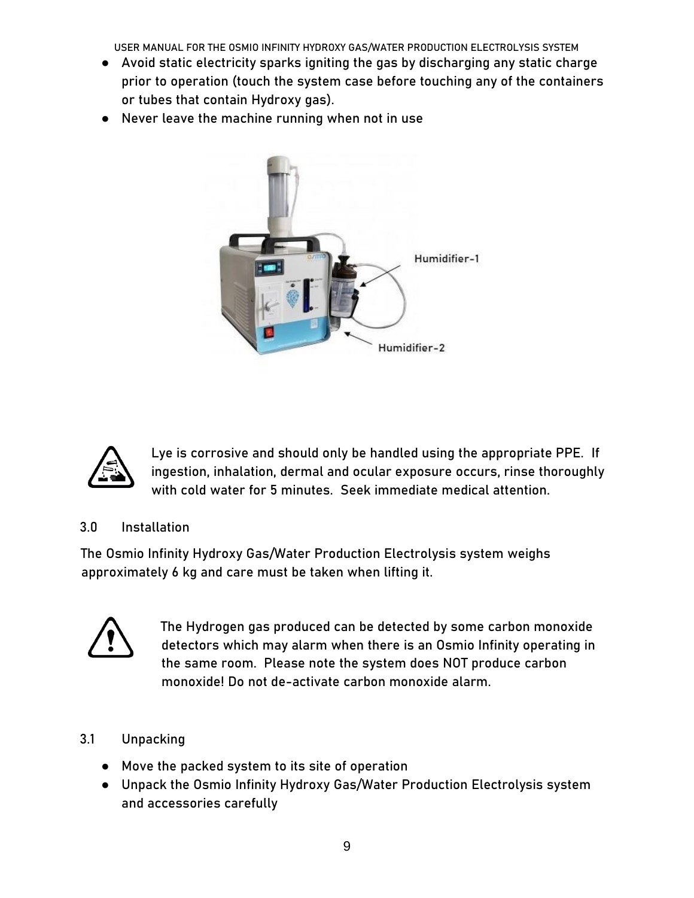- Avoid static electricity sparks igniting the gas by discharging any static charge prior to operation (touch the system case before touching any of the containers or tubes that contain Hydroxy gas).
- Never leave the machine running when not in use

Humidifier-1

Humidifier-2

Lye is corrosive and should only be handled using the appropriate PPE. If ingestion, inhalation, dermal and ocular exposure occurs, rinse thoroughly with cold water for 5 minutes. Seek immediate medical attention.

## 3.0 Installation

The Osmio Infinity Hydroxy Gas/Water Production Electrolysis system weighs approximately 6 kg and care must be taken when lifting it.

The Hydrogen gas produced can be detected by some carbon monoxide detectors which may alarm when there is an Osmio Infinity operating in the same room. Please note the system does NOT produce carbon monoxide! Do not de-activate carbon monoxide alarm.

### 3.1 Unpacking

- Move the packed system to its site of operation
- Unpack the Osmio Infinity Hydroxy Gas/Water Production Electrolysis system and accessories carefully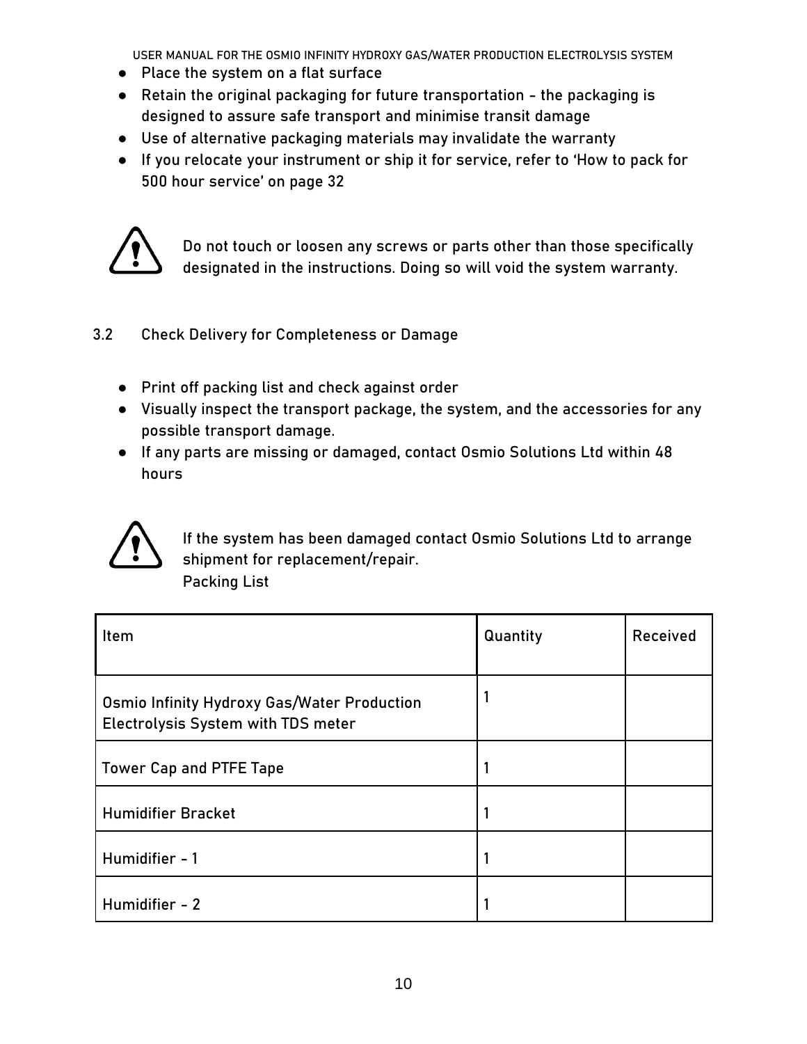- Place the system on a flat surface
- Retain the original packaging for future transportation - the packaging is designed to assure safe transport and minimise transit damage
- Use of alternative packaging materials may invalidate the warranty
- If you relocate your instrument or ship it for service, refer to 'How to pack for 500 hour service' on page 32

Do not touch or loosen any screws or parts other than those specifically designated in the instructions. Doing so will void the system warranty.

## 3.2 Check Delivery for Completeness or Damage

- Print off packing list and check against order
- Visually inspect the transport package, the system, and the accessories for any possible transport damage.
- If any parts are missing or damaged, contact Osmio Solutions Ltd within 48 hours

If the system has been damaged contact Osmio Solutions Ltd to arrange shipment for replacement/repair.

Packing List

| Item | Quantity | Received |
| --- | --- | --- |
| Osmio Infinity Hydroxy Gas/Water Production Electrolysis System with TDS meter | 1 | |
| Tower Cap and PTFE Tape | 1 | |
| Humidifier Bracket | 1 | |
| Humidifier - 1 | 1 | |
| Humidifier - 2 | 1 | |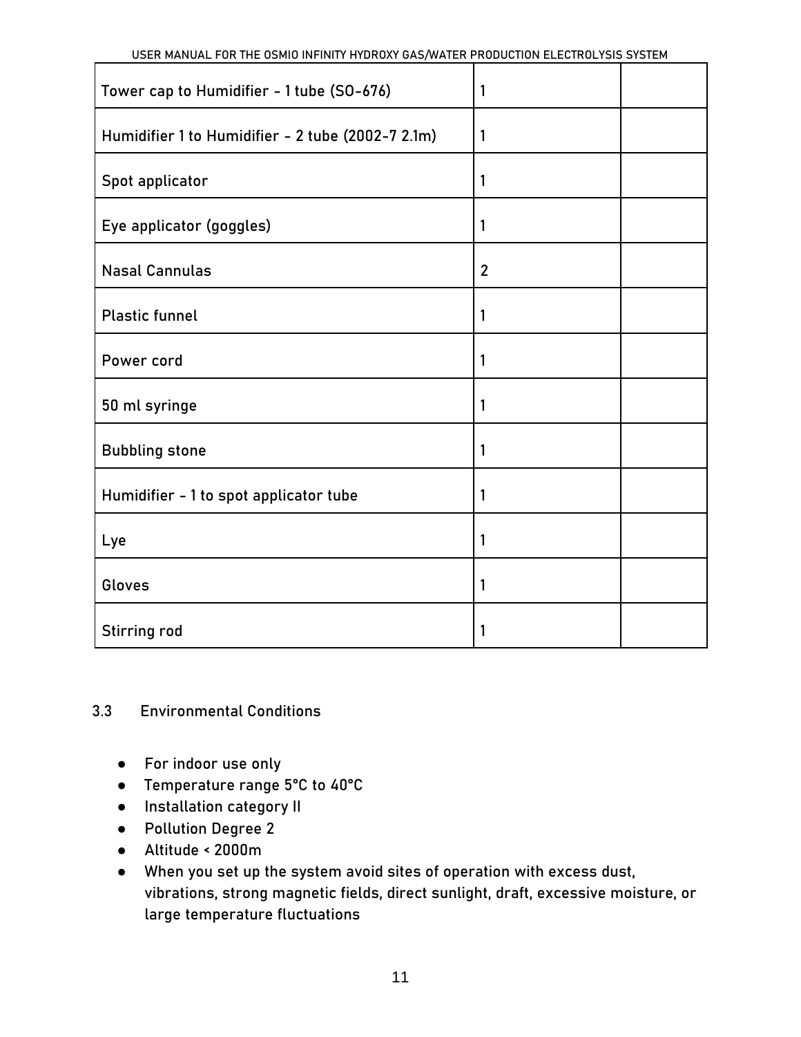| | | |
|---|---|---|
| Tower cap to Humidifier - 1 tube (SO-676) | 1 | |
| Humidifier 1 to Humidifier - 2 tube (2002-7 2.1m) | 1 | |
| Spot applicator | 1 | |
| Eye applicator (goggles) | 1 | |
| Nasal Cannulas | 2 | |
| Plastic funnel | 1 | |
| Power cord | 1 | |
| 50 ml syringe | 1 | |
| Bubbling stone | 1 | |
| Humidifier - 1 to spot applicator tube | 1 | |
| Lye | 1 | |
| Gloves | 1 | |
| Stirring rod | 1 | |

### 3.3 Environmental Conditions

- For indoor use only
- Temperature range 5°C to 40°C
- Installation category II
- Pollution Degree 2
- Altitude < 2000m
- When you set up the system avoid sites of operation with excess dust, vibrations, strong magnetic fields, direct sunlight, draft, excessive moisture, or large temperature fluctuations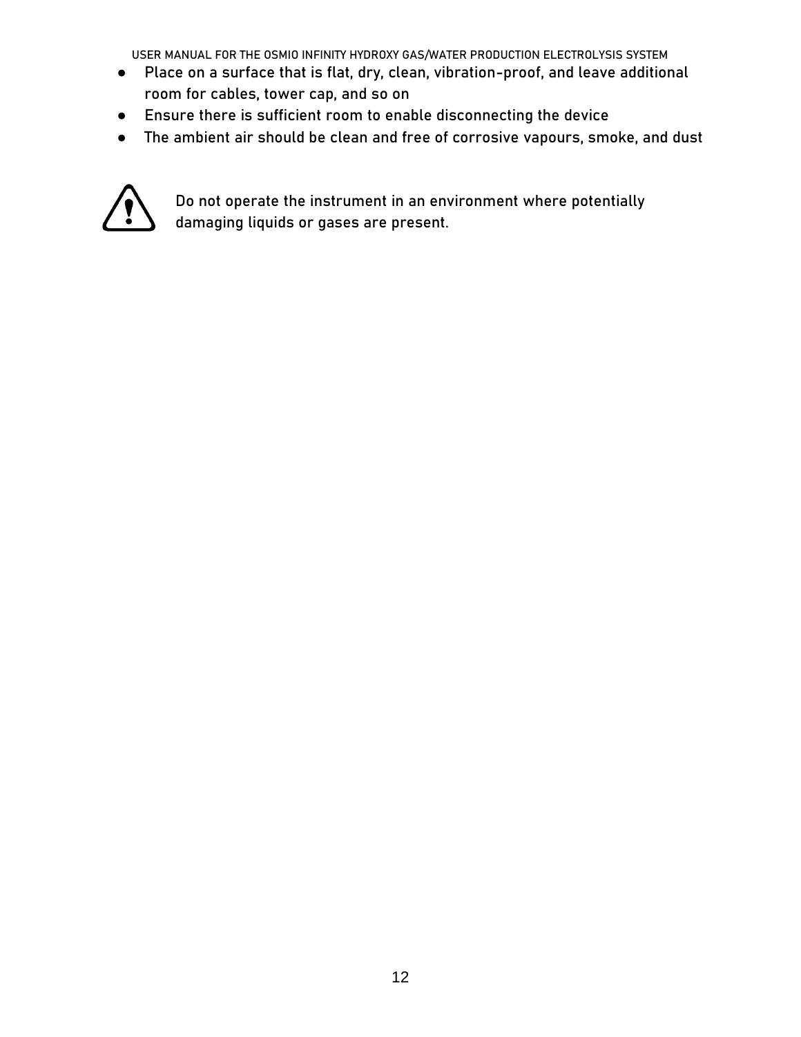- Place on a surface that is flat, dry, clean, vibration-proof, and leave additional room for cables, tower cap, and so on
- Ensure there is sufficient room to enable disconnecting the device
- The ambient air should be clean and free of corrosive vapours, smoke, and dust

⚠ Do not operate the instrument in an environment where potentially damaging liquids or gases are present.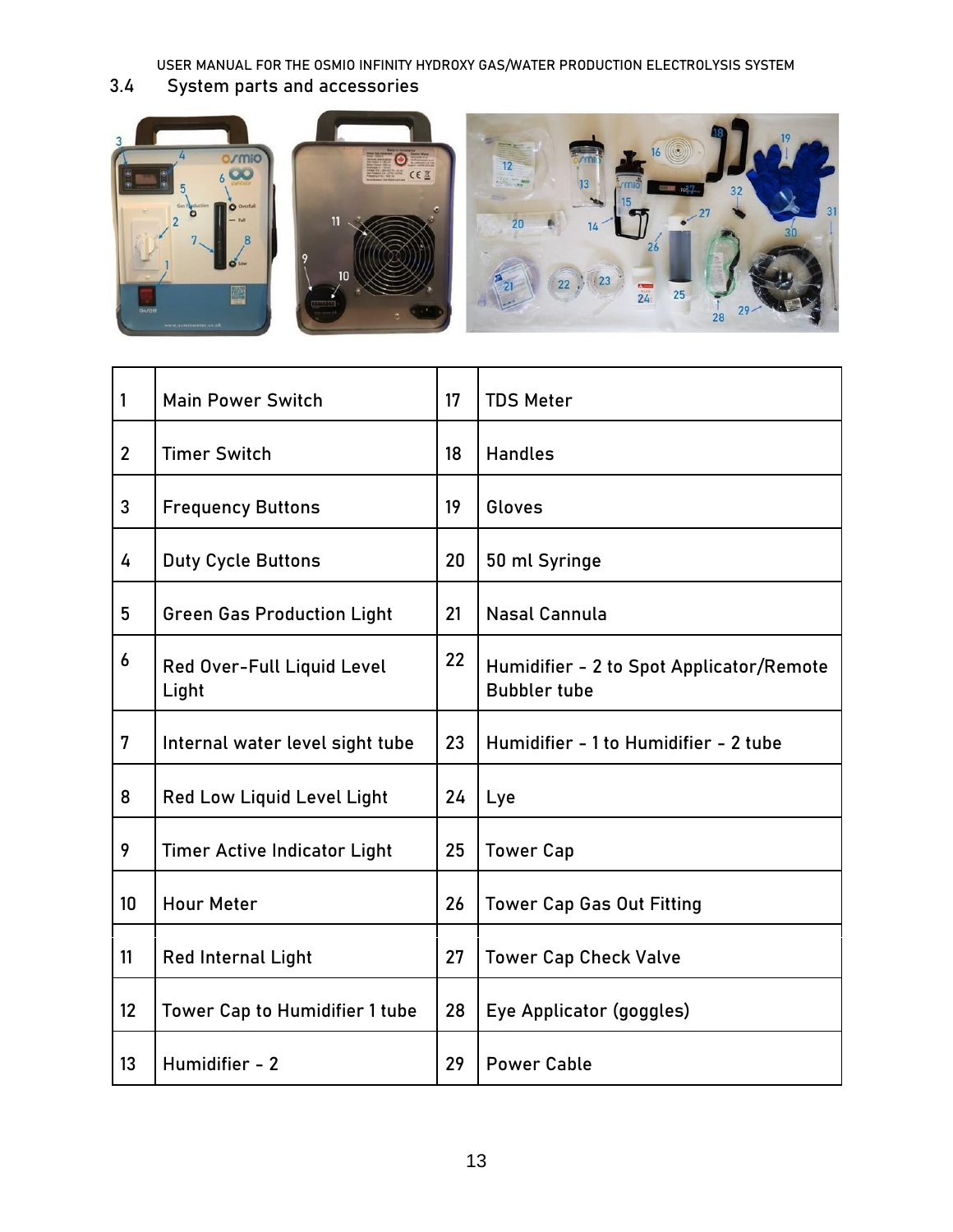## 3.4 System parts and accessories

| 1 | Main Power Switch | 17 | TDS Meter |
|---|---|---|---|
| 2 | Timer Switch | 18 | Handles |
| 3 | Frequency Buttons | 19 | Gloves |
| 4 | Duty Cycle Buttons | 20 | 50 ml Syringe |
| 5 | Green Gas Production Light | 21 | Nasal Cannula |
| 6 | Red Over-Full Liquid Level Light | 22 | Humidifier - 2 to Spot Applicator/Remote Bubbler tube |
| 7 | Internal water level sight tube | 23 | Humidifier - 1 to Humidifier - 2 tube |
| 8 | Red Low Liquid Level Light | 24 | Lye |
| 9 | Timer Active Indicator Light | 25 | Tower Cap |
| 10 | Hour Meter | 26 | Tower Cap Gas Out Fitting |
| 11 | Red Internal Light | 27 | Tower Cap Check Valve |
| 12 | Tower Cap to Humidifier 1 tube | 28 | Eye Applicator (goggles) |
| 13 | Humidifier - 2 | 29 | Power Cable |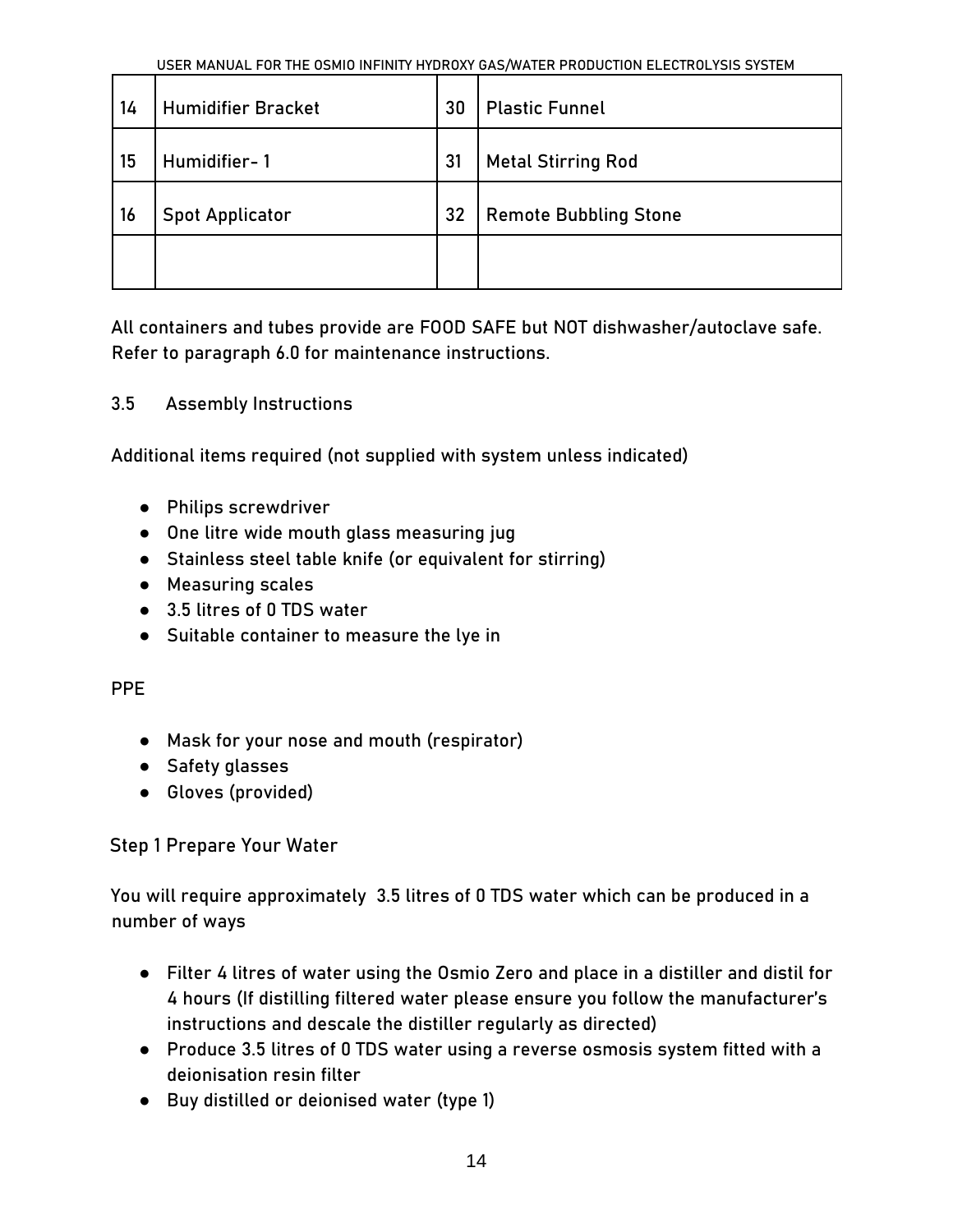| 14 | Humidifier Bracket | 30 | Plastic Funnel |
|---|---|---|---|
| 15 | Humidifier- 1 | 31 | Metal Stirring Rod |
| 16 | Spot Applicator | 32 | Remote Bubbling Stone |
| | | | |

All containers and tubes provide are FOOD SAFE but NOT dishwasher/autoclave safe. Refer to paragraph 6.0 for maintenance instructions.

### 3.5 Assembly Instructions

Additional items required (not supplied with system unless indicated)

- Philips screwdriver
- One litre wide mouth glass measuring jug
- Stainless steel table knife (or equivalent for stirring)
- Measuring scales
- 3.5 litres of 0 TDS water
- Suitable container to measure the lye in

PPE

- Mask for your nose and mouth (respirator)
- Safety glasses
- Gloves (provided)

Step 1 Prepare Your Water

You will require approximately 3.5 litres of 0 TDS water which can be produced in a number of ways

- Filter 4 litres of water using the Osmio Zero and place in a distiller and distil for 4 hours (If distilling filtered water please ensure you follow the manufacturer's instructions and descale the distiller regularly as directed)
- Produce 3.5 litres of 0 TDS water using a reverse osmosis system fitted with a deionisation resin filter
- Buy distilled or deionised water (type 1)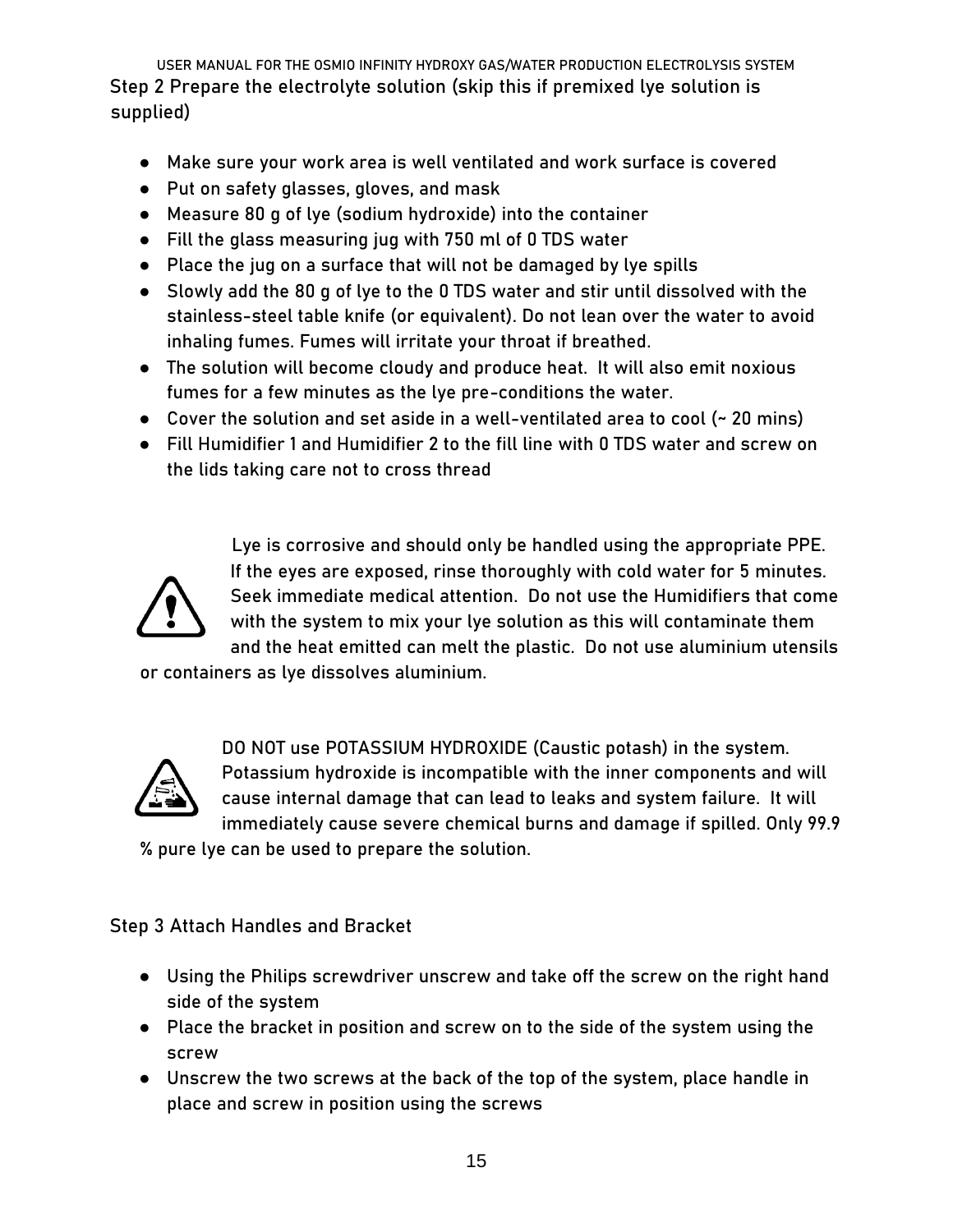## Step 2 Prepare the electrolyte solution (skip this if premixed lye solution is supplied)

- Make sure your work area is well ventilated and work surface is covered
- Put on safety glasses, gloves, and mask
- Measure 80 g of lye (sodium hydroxide) into the container
- Fill the glass measuring jug with 750 ml of 0 TDS water
- Place the jug on a surface that will not be damaged by lye spills
- Slowly add the 80 g of lye to the 0 TDS water and stir until dissolved with the stainless-steel table knife (or equivalent). Do not lean over the water to avoid inhaling fumes. Fumes will irritate your throat if breathed.
- The solution will become cloudy and produce heat. It will also emit noxious fumes for a few minutes as the lye pre-conditions the water.
- Cover the solution and set aside in a well-ventilated area to cool (~ 20 mins)
- Fill Humidifier 1 and Humidifier 2 to the fill line with 0 TDS water and screw on the lids taking care not to cross thread

Lye is corrosive and should only be handled using the appropriate PPE. If the eyes are exposed, rinse thoroughly with cold water for 5 minutes. Seek immediate medical attention. Do not use the Humidifiers that come with the system to mix your lye solution as this will contaminate them and the heat emitted can melt the plastic. Do not use aluminium utensils or containers as lye dissolves aluminium.

DO NOT use POTASSIUM HYDROXIDE (Caustic potash) in the system. Potassium hydroxide is incompatible with the inner components and will cause internal damage that can lead to leaks and system failure. It will immediately cause severe chemical burns and damage if spilled. Only 99.9 % pure lye can be used to prepare the solution.

## Step 3 Attach Handles and Bracket

- Using the Philips screwdriver unscrew and take off the screw on the right hand side of the system
- Place the bracket in position and screw on to the side of the system using the screw
- Unscrew the two screws at the back of the top of the system, place handle in place and screw in position using the screws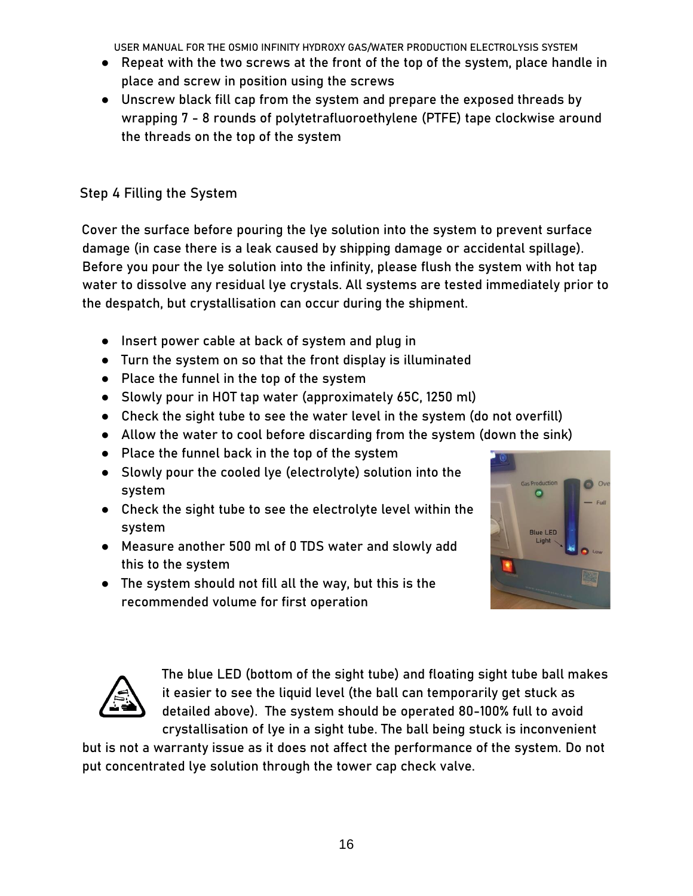- Repeat with the two screws at the front of the top of the system, place handle in place and screw in position using the screws
- Unscrew black fill cap from the system and prepare the exposed threads by wrapping 7 - 8 rounds of polytetrafluoroethylene (PTFE) tape clockwise around the threads on the top of the system

## Step 4 Filling the System

Cover the surface before pouring the lye solution into the system to prevent surface damage (in case there is a leak caused by shipping damage or accidental spillage). Before you pour the lye solution into the infinity, please flush the system with hot tap water to dissolve any residual lye crystals. All systems are tested immediately prior to the despatch, but crystallisation can occur during the shipment.

- Insert power cable at back of system and plug in
- Turn the system on so that the front display is illuminated
- Place the funnel in the top of the system
- Slowly pour in HOT tap water (approximately 65C, 1250 ml)
- Check the sight tube to see the water level in the system (do not overfill)
- Allow the water to cool before discarding from the system (down the sink)
- Place the funnel back in the top of the system
- Slowly pour the cooled lye (electrolyte) solution into the system
- Check the sight tube to see the electrolyte level within the system
- Measure another 500 ml of 0 TDS water and slowly add this to the system
- The system should not fill all the way, but this is the recommended volume for first operation

The blue LED (bottom of the sight tube) and floating sight tube ball makes it easier to see the liquid level (the ball can temporarily get stuck as detailed above). The system should be operated 80-100% full to avoid crystallisation of lye in a sight tube. The ball being stuck is inconvenient but is not a warranty issue as it does not affect the performance of the system. Do not put concentrated lye solution through the tower cap check valve.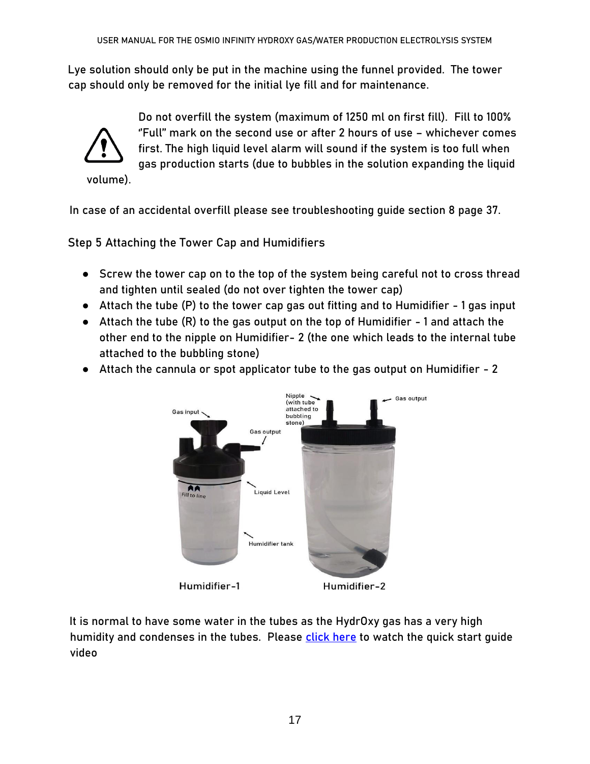Lye solution should only be put in the machine using the funnel provided. The tower cap should only be removed for the initial lye fill and for maintenance.

⚠ Do not overfill the system (maximum of 1250 ml on first fill). Fill to 100% "Full" mark on the second use or after 2 hours of use – whichever comes first. The high liquid level alarm will sound if the system is too full when gas production starts (due to bubbles in the solution expanding the liquid volume).

In case of an accidental overfill please see troubleshooting guide section 8 page 37.

Step 5 Attaching the Tower Cap and Humidifiers

- Screw the tower cap on to the top of the system being careful not to cross thread and tighten until sealed (do not over tighten the tower cap)
- Attach the tube (P) to the tower cap gas out fitting and to Humidifier - 1 gas input
- Attach the tube (R) to the gas output on the top of Humidifier - 1 and attach the other end to the nipple on Humidifier- 2 (the one which leads to the internal tube attached to the bubbling stone)
- Attach the cannula or spot applicator tube to the gas output on Humidifier - 2

Gas input | Gas output | Liquid Level | Fill to line | Humidifier tank | Nipple (with tube attached to bubbling stone) | Gas output

Humidifier-1 | Humidifier-2

It is normal to have some water in the tubes as the HydrOxy gas has a very high humidity and condenses in the tubes. Please click here to watch the quick start guide video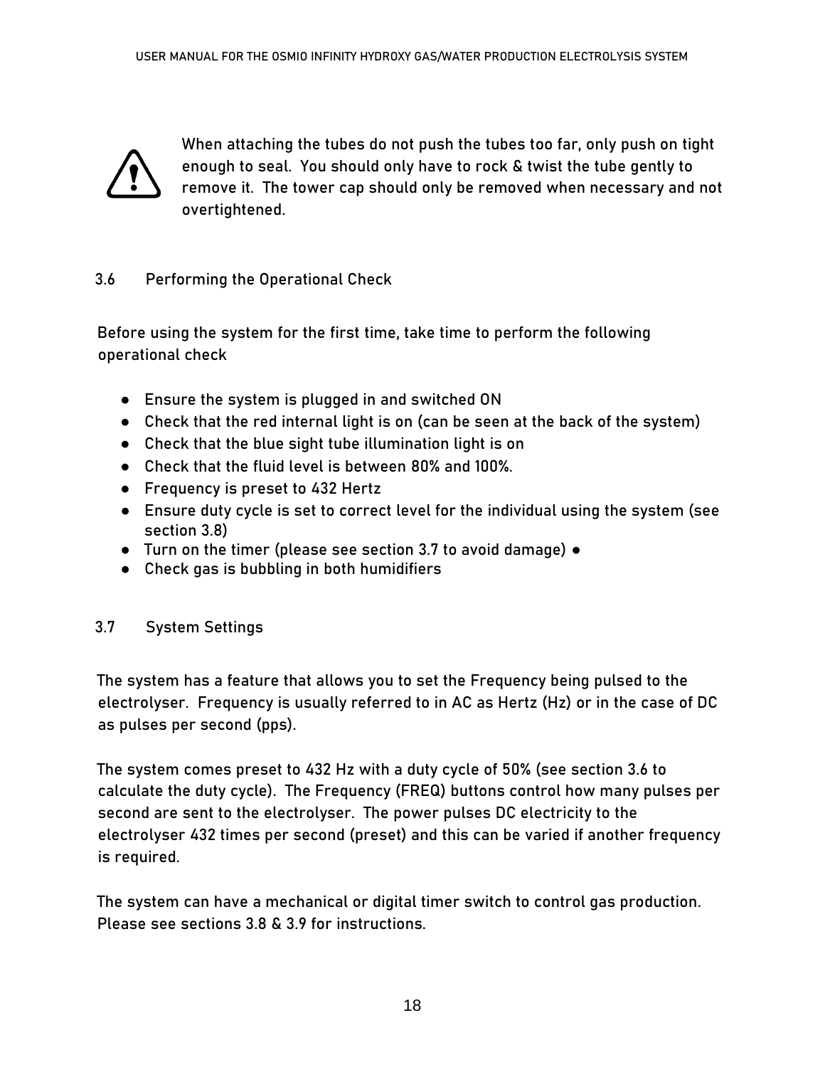When attaching the tubes do not push the tubes too far, only push on tight enough to seal. You should only have to rock & twist the tube gently to remove it. The tower cap should only be removed when necessary and not overtightened.

## 3.6 Performing the Operational Check

Before using the system for the first time, take time to perform the following operational check

- Ensure the system is plugged in and switched ON
- Check that the red internal light is on (can be seen at the back of the system)
- Check that the blue sight tube illumination light is on
- Check that the fluid level is between 80% and 100%.
- Frequency is preset to 432 Hertz
- Ensure duty cycle is set to correct level for the individual using the system (see section 3.8)
- Turn on the timer (please see section 3.7 to avoid damage) ●
- Check gas is bubbling in both humidifiers

## 3.7 System Settings

The system has a feature that allows you to set the Frequency being pulsed to the electrolyser. Frequency is usually referred to in AC as Hertz (Hz) or in the case of DC as pulses per second (pps).

The system comes preset to 432 Hz with a duty cycle of 50% (see section 3.6 to calculate the duty cycle). The Frequency (FREQ) buttons control how many pulses per second are sent to the electrolyser. The power pulses DC electricity to the electrolyser 432 times per second (preset) and this can be varied if another frequency is required.

The system can have a mechanical or digital timer switch to control gas production. Please see sections 3.8 & 3.9 for instructions.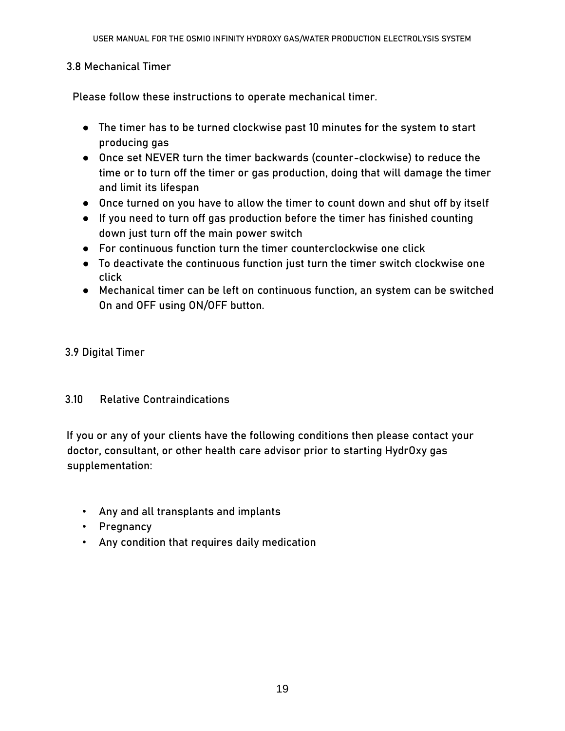### 3.8 Mechanical Timer

Please follow these instructions to operate mechanical timer.

- The timer has to be turned clockwise past 10 minutes for the system to start producing gas
- Once set NEVER turn the timer backwards (counter-clockwise) to reduce the time or to turn off the timer or gas production, doing that will damage the timer and limit its lifespan
- Once turned on you have to allow the timer to count down and shut off by itself
- If you need to turn off gas production before the timer has finished counting down just turn off the main power switch
- For continuous function turn the timer counterclockwise one click
- To deactivate the continuous function just turn the timer switch clockwise one click
- Mechanical timer can be left on continuous function, an system can be switched On and OFF using ON/OFF button.

### 3.9 Digital Timer

### 3.10 Relative Contraindications

If you or any of your clients have the following conditions then please contact your doctor, consultant, or other health care advisor prior to starting HydrOxy gas supplementation:

- Any and all transplants and implants
- Pregnancy
- Any condition that requires daily medication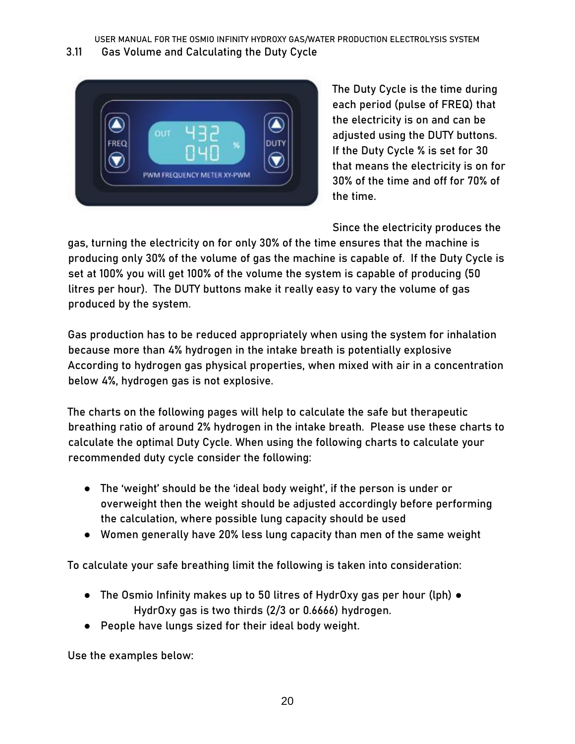## 3.11 Gas Volume and Calculating the Duty Cycle

The Duty Cycle is the time during each period (pulse of FREQ) that the electricity is on and can be adjusted using the DUTY buttons. If the Duty Cycle % is set for 30 that means the electricity is on for 30% of the time and off for 70% of the time.

Since the electricity produces the gas, turning the electricity on for only 30% of the time ensures that the machine is producing only 30% of the volume of gas the machine is capable of. If the Duty Cycle is set at 100% you will get 100% of the volume the system is capable of producing (50 litres per hour). The DUTY buttons make it really easy to vary the volume of gas produced by the system.

Gas production has to be reduced appropriately when using the system for inhalation because more than 4% hydrogen in the intake breath is potentially explosive According to hydrogen gas physical properties, when mixed with air in a concentration below 4%, hydrogen gas is not explosive.

The charts on the following pages will help to calculate the safe but therapeutic breathing ratio of around 2% hydrogen in the intake breath. Please use these charts to calculate the optimal Duty Cycle. When using the following charts to calculate your recommended duty cycle consider the following:

- The 'weight' should be the 'ideal body weight', if the person is under or overweight then the weight should be adjusted accordingly before performing the calculation, where possible lung capacity should be used
- Women generally have 20% less lung capacity than men of the same weight

To calculate your safe breathing limit the following is taken into consideration:

- The Osmio Infinity makes up to 50 litres of HydrOxy gas per hour (lph)
- HydrOxy gas is two thirds (2/3 or 0.6666) hydrogen.
- People have lungs sized for their ideal body weight.

Use the examples below: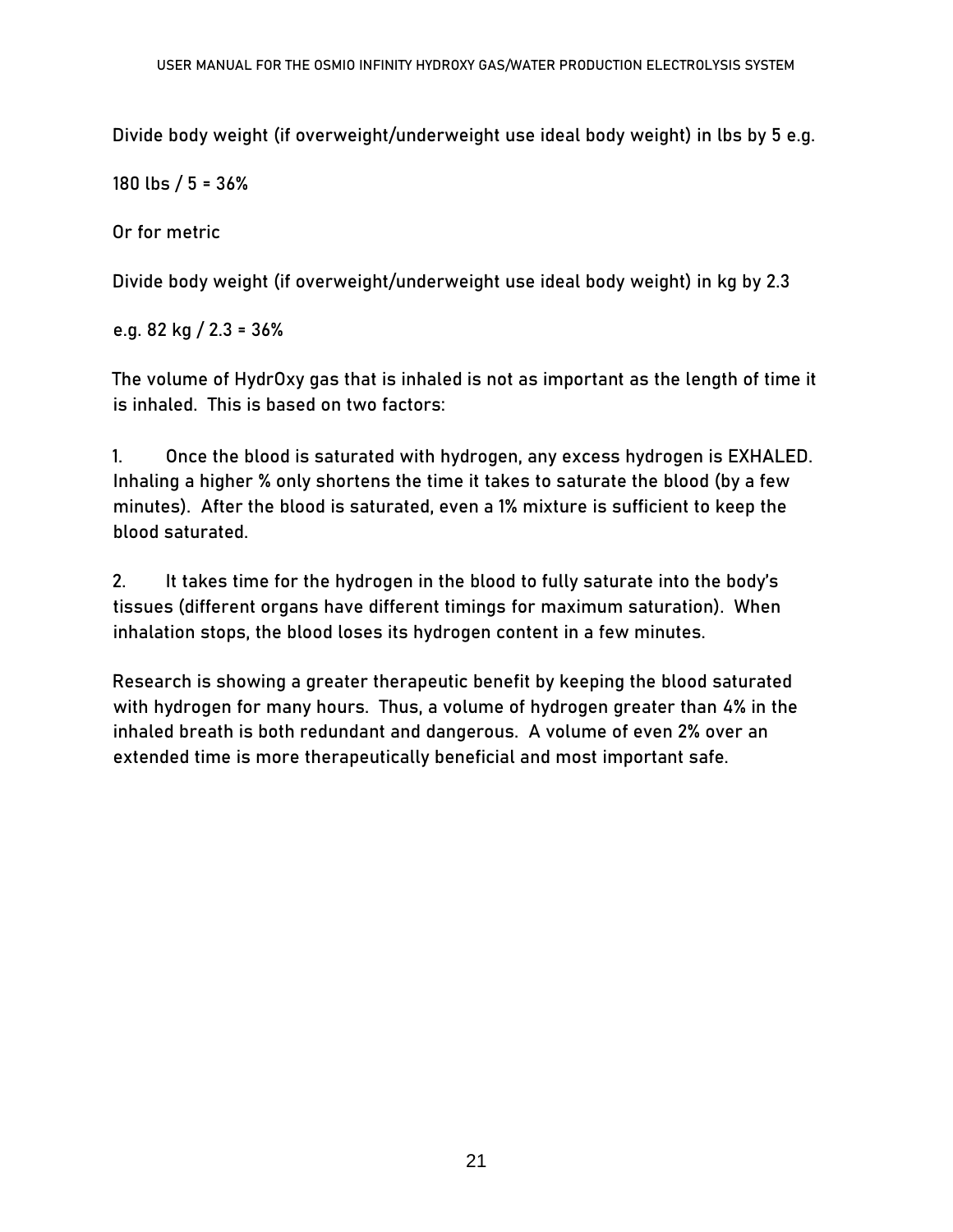Divide body weight (if overweight/underweight use ideal body weight) in lbs by 5 e.g.

180 lbs / 5 = 36%

Or for metric

Divide body weight (if overweight/underweight use ideal body weight) in kg by 2.3

e.g. 82 kg / 2.3 = 36%

The volume of HydrOxy gas that is inhaled is not as important as the length of time it is inhaled. This is based on two factors:

1. Once the blood is saturated with hydrogen, any excess hydrogen is EXHALED. Inhaling a higher % only shortens the time it takes to saturate the blood (by a few minutes). After the blood is saturated, even a 1% mixture is sufficient to keep the blood saturated.

2. It takes time for the hydrogen in the blood to fully saturate into the body's tissues (different organs have different timings for maximum saturation). When inhalation stops, the blood loses its hydrogen content in a few minutes.

Research is showing a greater therapeutic benefit by keeping the blood saturated with hydrogen for many hours. Thus, a volume of hydrogen greater than 4% in the inhaled breath is both redundant and dangerous. A volume of even 2% over an extended time is more therapeutically beneficial and most important safe.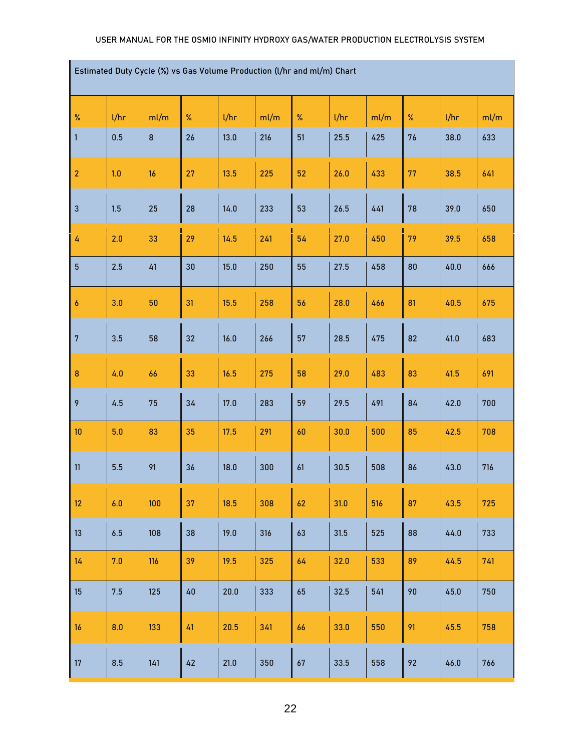Estimated Duty Cycle (%) vs Gas Volume Production (l/hr and ml/m) Chart

| % | l/hr | ml/m | % | l/hr | ml/m | % | l/hr | ml/m | % | l/hr | ml/m |
|---|---|---|---|---|---|---|---|---|---|---|---|
| 1 | 0.5 | 8 | 26 | 13.0 | 216 | 51 | 25.5 | 425 | 76 | 38.0 | 633 |
| 2 | 1.0 | 16 | 27 | 13.5 | 225 | 52 | 26.0 | 433 | 77 | 38.5 | 641 |
| 3 | 1.5 | 25 | 28 | 14.0 | 233 | 53 | 26.5 | 441 | 78 | 39.0 | 650 |
| 4 | 2.0 | 33 | 29 | 14.5 | 241 | 54 | 27.0 | 450 | 79 | 39.5 | 658 |
| 5 | 2.5 | 41 | 30 | 15.0 | 250 | 55 | 27.5 | 458 | 80 | 40.0 | 666 |
| 6 | 3.0 | 50 | 31 | 15.5 | 258 | 56 | 28.0 | 466 | 81 | 40.5 | 675 |
| 7 | 3.5 | 58 | 32 | 16.0 | 266 | 57 | 28.5 | 475 | 82 | 41.0 | 683 |
| 8 | 4.0 | 66 | 33 | 16.5 | 275 | 58 | 29.0 | 483 | 83 | 41.5 | 691 |
| 9 | 4.5 | 75 | 34 | 17.0 | 283 | 59 | 29.5 | 491 | 84 | 42.0 | 700 |
| 10 | 5.0 | 83 | 35 | 17.5 | 291 | 60 | 30.0 | 500 | 85 | 42.5 | 708 |
| 11 | 5.5 | 91 | 36 | 18.0 | 300 | 61 | 30.5 | 508 | 86 | 43.0 | 716 |
| 12 | 6.0 | 100 | 37 | 18.5 | 308 | 62 | 31.0 | 516 | 87 | 43.5 | 725 |
| 13 | 6.5 | 108 | 38 | 19.0 | 316 | 63 | 31.5 | 525 | 88 | 44.0 | 733 |
| 14 | 7.0 | 116 | 39 | 19.5 | 325 | 64 | 32.0 | 533 | 89 | 44.5 | 741 |
| 15 | 7.5 | 125 | 40 | 20.0 | 333 | 65 | 32.5 | 541 | 90 | 45.0 | 750 |
| 16 | 8.0 | 133 | 41 | 20.5 | 341 | 66 | 33.0 | 550 | 91 | 45.5 | 758 |
| 17 | 8.5 | 141 | 42 | 21.0 | 350 | 67 | 33.5 | 558 | 92 | 46.0 | 766 |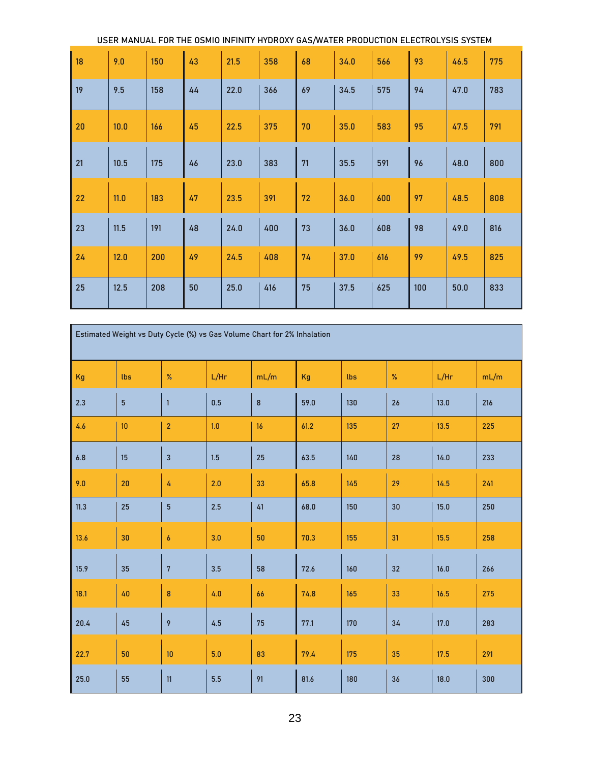| | | | | | | | | | | | |
|---|---|---|---|---|---|---|---|---|---|---|---|
| 18 | 9.0 | 150 | 43 | 21.5 | 358 | 68 | 34.0 | 566 | 93 | 46.5 | 775 |
| 19 | 9.5 | 158 | 44 | 22.0 | 366 | 69 | 34.5 | 575 | 94 | 47.0 | 783 |
| 20 | 10.0 | 166 | 45 | 22.5 | 375 | 70 | 35.0 | 583 | 95 | 47.5 | 791 |
| 21 | 10.5 | 175 | 46 | 23.0 | 383 | 71 | 35.5 | 591 | 96 | 48.0 | 800 |
| 22 | 11.0 | 183 | 47 | 23.5 | 391 | 72 | 36.0 | 600 | 97 | 48.5 | 808 |
| 23 | 11.5 | 191 | 48 | 24.0 | 400 | 73 | 36.0 | 608 | 98 | 49.0 | 816 |
| 24 | 12.0 | 200 | 49 | 24.5 | 408 | 74 | 37.0 | 616 | 99 | 49.5 | 825 |
| 25 | 12.5 | 208 | 50 | 25.0 | 416 | 75 | 37.5 | 625 | 100 | 50.0 | 833 |

| Estimated Weight vs Duty Cycle (%) vs Gas Volume Chart for 2% Inhalation | | | | | | | | | |
|---|---|---|---|---|---|---|---|---|---|
| Kg | lbs | % | L/Hr | mL/m | Kg | lbs | % | L/Hr | mL/m |
| 2.3 | 5 | 1 | 0.5 | 8 | 59.0 | 130 | 26 | 13.0 | 216 |
| 4.6 | 10 | 2 | 1.0 | 16 | 61.2 | 135 | 27 | 13.5 | 225 |
| 6.8 | 15 | 3 | 1.5 | 25 | 63.5 | 140 | 28 | 14.0 | 233 |
| 9.0 | 20 | 4 | 2.0 | 33 | 65.8 | 145 | 29 | 14.5 | 241 |
| 11.3 | 25 | 5 | 2.5 | 41 | 68.0 | 150 | 30 | 15.0 | 250 |
| 13.6 | 30 | 6 | 3.0 | 50 | 70.3 | 155 | 31 | 15.5 | 258 |
| 15.9 | 35 | 7 | 3.5 | 58 | 72.6 | 160 | 32 | 16.0 | 266 |
| 18.1 | 40 | 8 | 4.0 | 66 | 74.8 | 165 | 33 | 16.5 | 275 |
| 20.4 | 45 | 9 | 4.5 | 75 | 77.1 | 170 | 34 | 17.0 | 283 |
| 22.7 | 50 | 10 | 5.0 | 83 | 79.4 | 175 | 35 | 17.5 | 291 |
| 25.0 | 55 | 11 | 5.5 | 91 | 81.6 | 180 | 36 | 18.0 | 300 |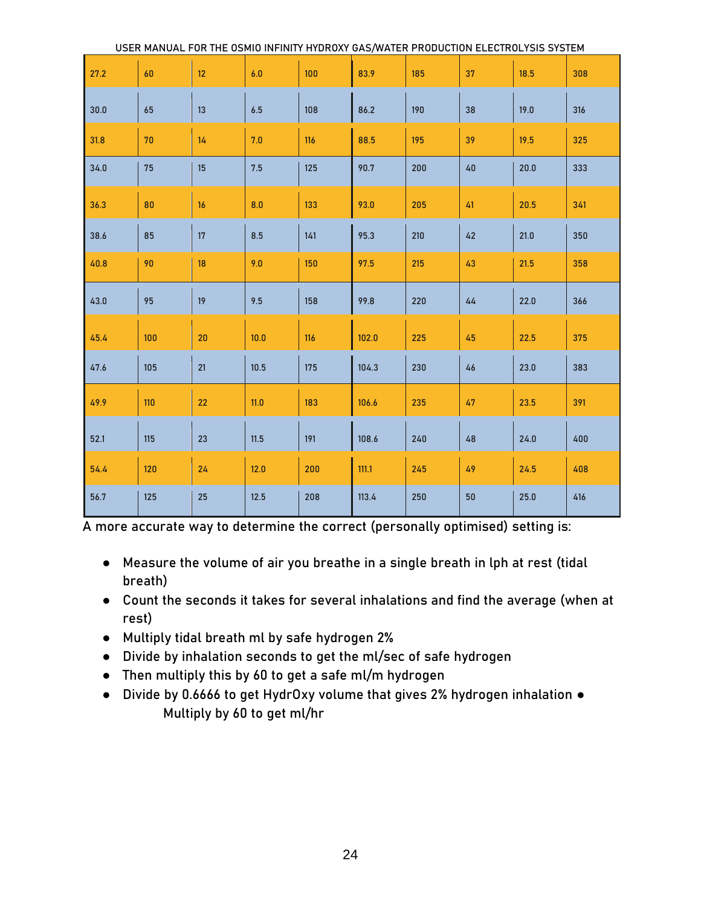| 27.2 | 60 | 12 | 6.0 | 100 | 83.9 | 185 | 37 | 18.5 | 308 |
|---|---|---|---|---|---|---|---|---|---|
| 30.0 | 65 | 13 | 6.5 | 108 | 86.2 | 190 | 38 | 19.0 | 316 |
| 31.8 | 70 | 14 | 7.0 | 116 | 88.5 | 195 | 39 | 19.5 | 325 |
| 34.0 | 75 | 15 | 7.5 | 125 | 90.7 | 200 | 40 | 20.0 | 333 |
| 36.3 | 80 | 16 | 8.0 | 133 | 93.0 | 205 | 41 | 20.5 | 341 |
| 38.6 | 85 | 17 | 8.5 | 141 | 95.3 | 210 | 42 | 21.0 | 350 |
| 40.8 | 90 | 18 | 9.0 | 150 | 97.5 | 215 | 43 | 21.5 | 358 |
| 43.0 | 95 | 19 | 9.5 | 158 | 99.8 | 220 | 44 | 22.0 | 366 |
| 45.4 | 100 | 20 | 10.0 | 116 | 102.0 | 225 | 45 | 22.5 | 375 |
| 47.6 | 105 | 21 | 10.5 | 175 | 104.3 | 230 | 46 | 23.0 | 383 |
| 49.9 | 110 | 22 | 11.0 | 183 | 106.6 | 235 | 47 | 23.5 | 391 |
| 52.1 | 115 | 23 | 11.5 | 191 | 108.6 | 240 | 48 | 24.0 | 400 |
| 54.4 | 120 | 24 | 12.0 | 200 | 111.1 | 245 | 49 | 24.5 | 408 |
| 56.7 | 125 | 25 | 12.5 | 208 | 113.4 | 250 | 50 | 25.0 | 416 |

A more accurate way to determine the correct (personally optimised) setting is:

- Measure the volume of air you breathe in a single breath in lph at rest (tidal breath)
- Count the seconds it takes for several inhalations and find the average (when at rest)
- Multiply tidal breath ml by safe hydrogen 2%
- Divide by inhalation seconds to get the ml/sec of safe hydrogen
- Then multiply this by 60 to get a safe ml/m hydrogen
- Divide by 0.6666 to get HydrOxy volume that gives 2% hydrogen inhalation ●
  Multiply by 60 to get ml/hr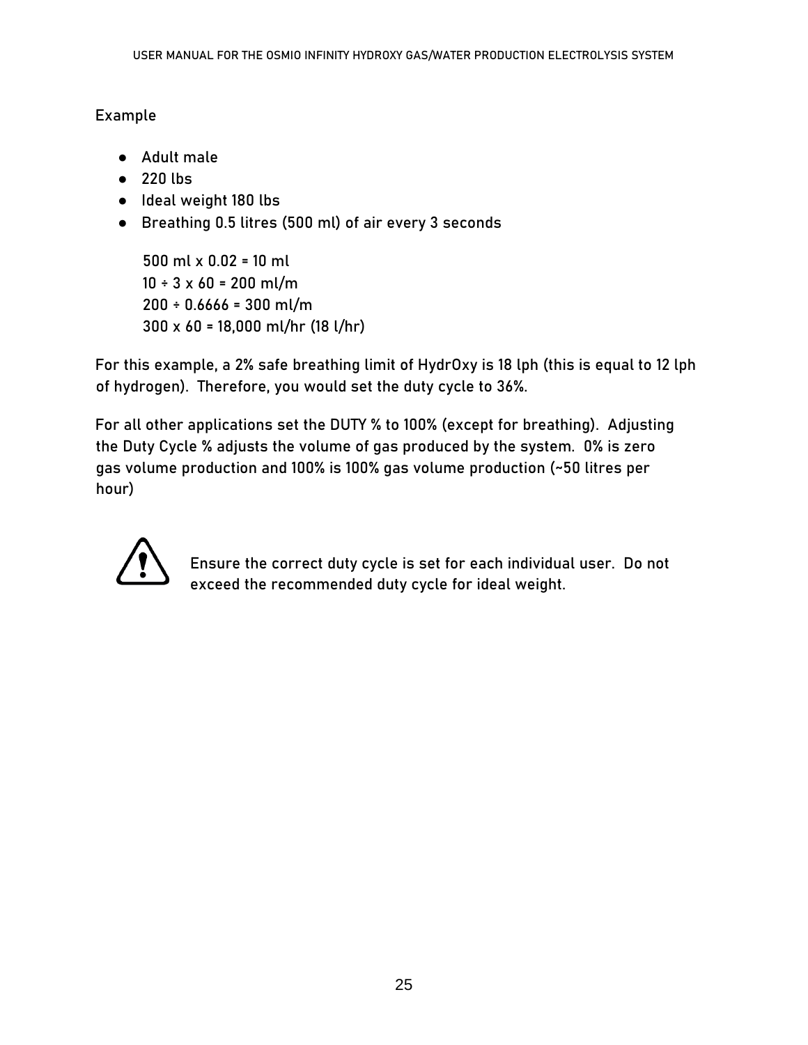Example

- Adult male
- 220 lbs
- Ideal weight 180 lbs
- Breathing 0.5 litres (500 ml) of air every 3 seconds

500 ml x 0.02 = 10 ml  
10 ÷ 3 x 60 = 200 ml/m  
200 ÷ 0.6666 = 300 ml/m  
300 x 60 = 18,000 ml/hr (18 l/hr)

For this example, a 2% safe breathing limit of HydrOxy is 18 lph (this is equal to 12 lph of hydrogen). Therefore, you would set the duty cycle to 36%.

For all other applications set the DUTY % to 100% (except for breathing). Adjusting the Duty Cycle % adjusts the volume of gas produced by the system. 0% is zero gas volume production and 100% is 100% gas volume production (~50 litres per hour)

⚠ Ensure the correct duty cycle is set for each individual user. Do not exceed the recommended duty cycle for ideal weight.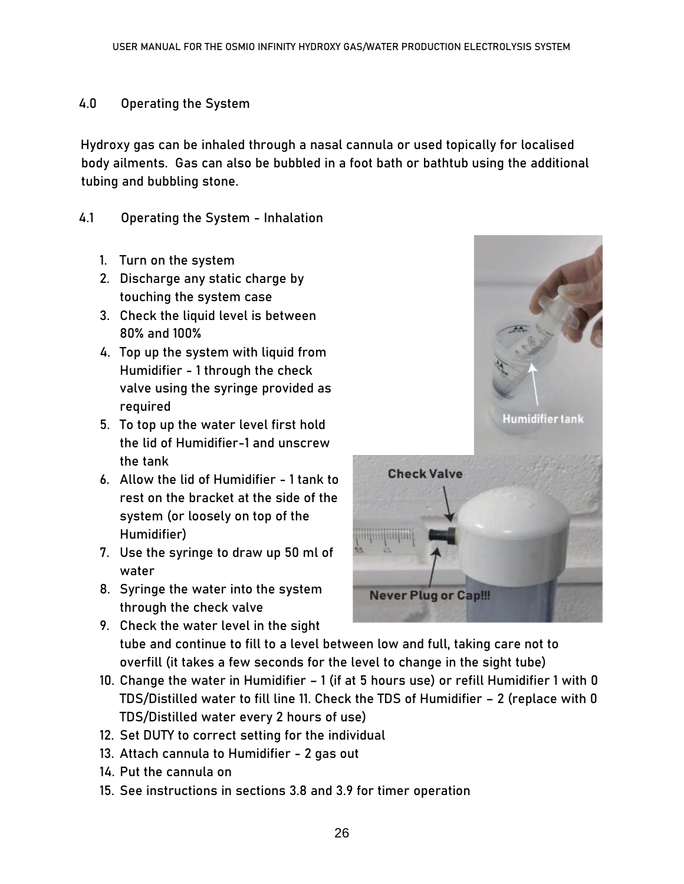## 4.0 Operating the System

Hydroxy gas can be inhaled through a nasal cannula or used topically for localised body ailments. Gas can also be bubbled in a foot bath or bathtub using the additional tubing and bubbling stone.

### 4.1 Operating the System - Inhalation

1. Turn on the system
2. Discharge any static charge by touching the system case
3. Check the liquid level is between 80% and 100%
4. Top up the system with liquid from Humidifier - 1 through the check valve using the syringe provided as required
5. To top up the water level first hold the lid of Humidifier-1 and unscrew the tank
6. Allow the lid of Humidifier - 1 tank to rest on the bracket at the side of the system (or loosely on top of the Humidifier)
7. Use the syringe to draw up 50 ml of water
8. Syringe the water into the system through the check valve
9. Check the water level in the sight tube and continue to fill to a level between low and full, taking care not to overfill (it takes a few seconds for the level to change in the sight tube)
10. Change the water in Humidifier – 1 (if at 5 hours use) or refill Humidifier 1 with 0 TDS/Distilled water to fill line 11. Check the TDS of Humidifier – 2 (replace with 0 TDS/Distilled water every 2 hours of use)
12. Set DUTY to correct setting for the individual
13. Attach cannula to Humidifier - 2 gas out
14. Put the cannula on
15. See instructions in sections 3.8 and 3.9 for timer operation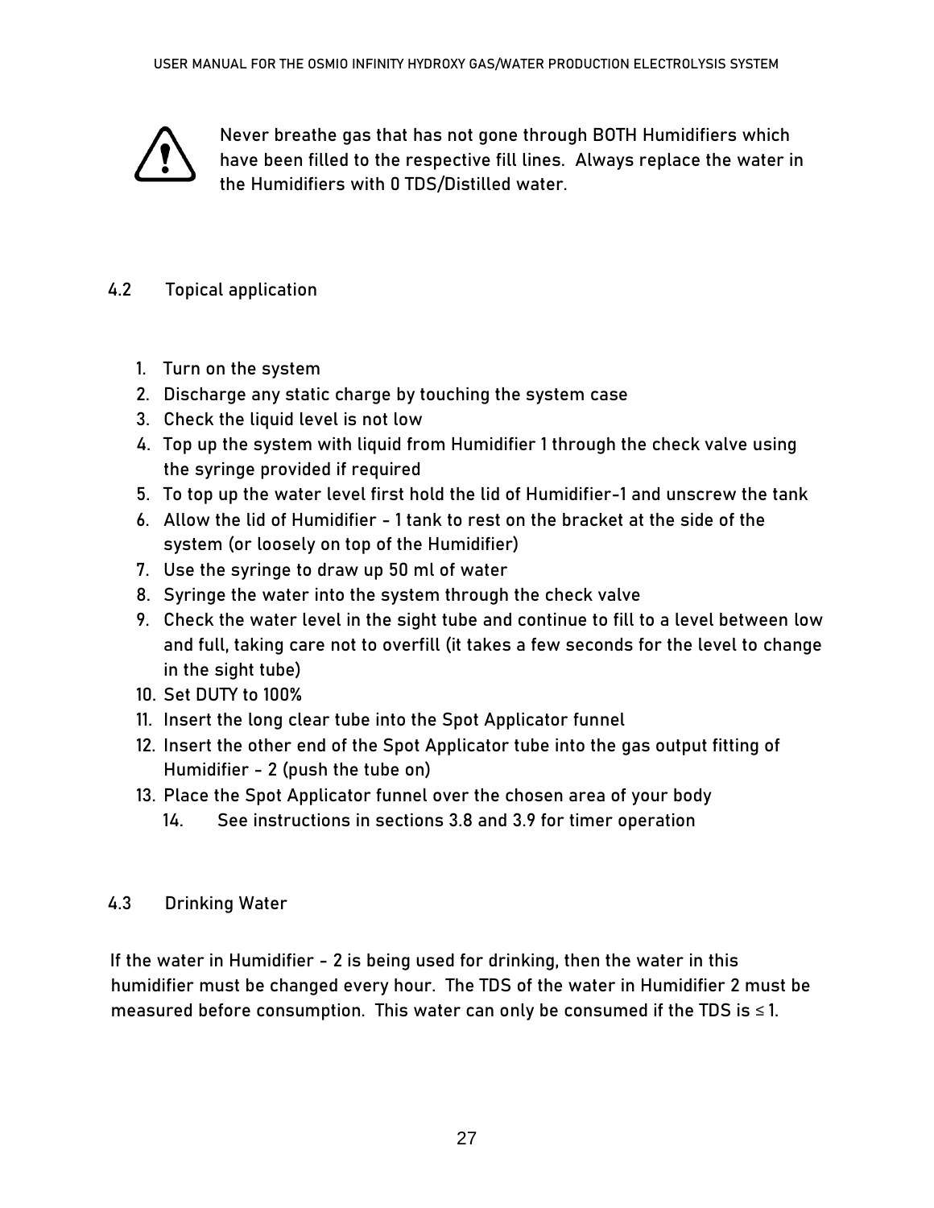⚠ Never breathe gas that has not gone through BOTH Humidifiers which have been filled to the respective fill lines. Always replace the water in the Humidifiers with 0 TDS/Distilled water.

## 4.2 Topical application

1. Turn on the system
2. Discharge any static charge by touching the system case
3. Check the liquid level is not low
4. Top up the system with liquid from Humidifier 1 through the check valve using the syringe provided if required
5. To top up the water level first hold the lid of Humidifier-1 and unscrew the tank
6. Allow the lid of Humidifier - 1 tank to rest on the bracket at the side of the system (or loosely on top of the Humidifier)
7. Use the syringe to draw up 50 ml of water
8. Syringe the water into the system through the check valve
9. Check the water level in the sight tube and continue to fill to a level between low and full, taking care not to overfill (it takes a few seconds for the level to change in the sight tube)
10. Set DUTY to 100%
11. Insert the long clear tube into the Spot Applicator funnel
12. Insert the other end of the Spot Applicator tube into the gas output fitting of Humidifier - 2 (push the tube on)
13. Place the Spot Applicator funnel over the chosen area of your body
14. See instructions in sections 3.8 and 3.9 for timer operation

## 4.3 Drinking Water

If the water in Humidifier - 2 is being used for drinking, then the water in this humidifier must be changed every hour. The TDS of the water in Humidifier 2 must be measured before consumption. This water can only be consumed if the TDS is ≤ 1.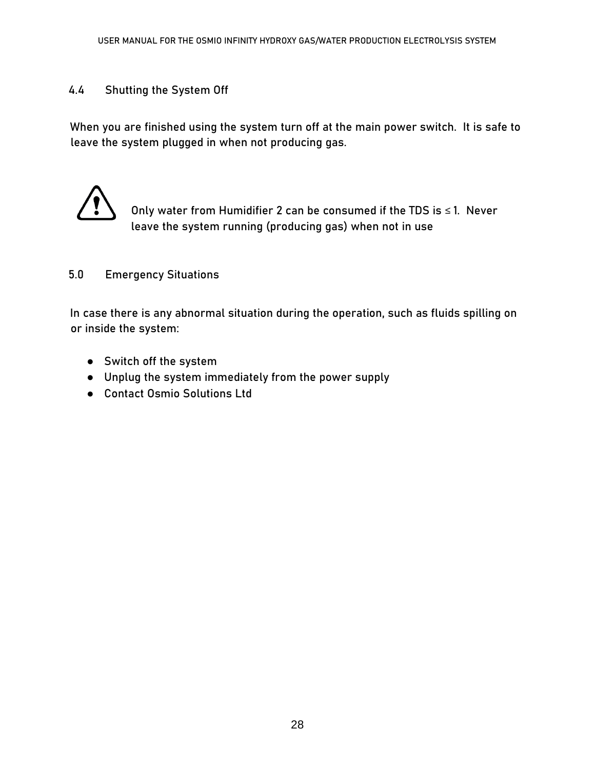## 4.4 Shutting the System Off

When you are finished using the system turn off at the main power switch. It is safe to leave the system plugged in when not producing gas.

⚠ Only water from Humidifier 2 can be consumed if the TDS is ≤ 1. Never leave the system running (producing gas) when not in use

## 5.0 Emergency Situations

In case there is any abnormal situation during the operation, such as fluids spilling on or inside the system:

- Switch off the system
- Unplug the system immediately from the power supply
- Contact Osmio Solutions Ltd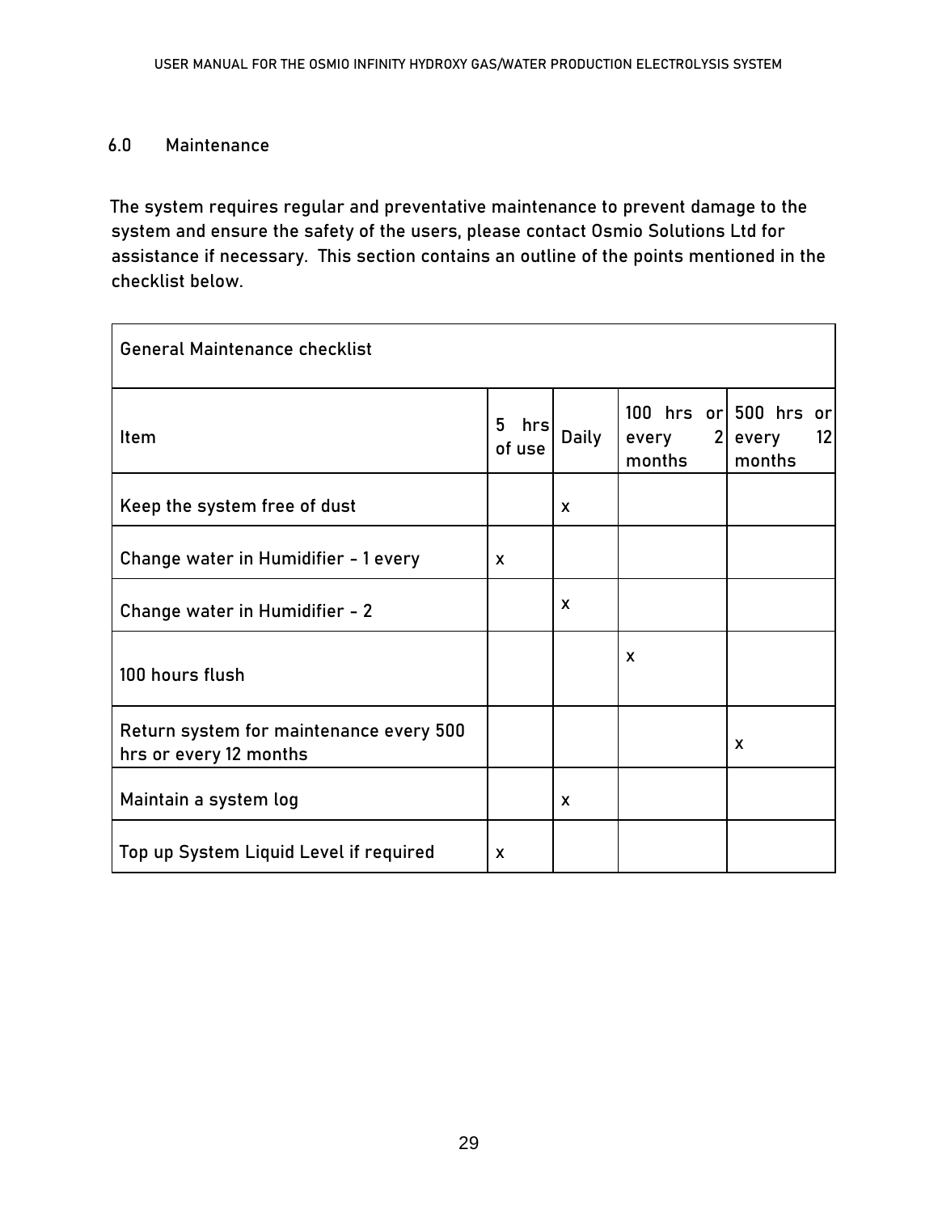## 6.0 Maintenance

The system requires regular and preventative maintenance to prevent damage to the system and ensure the safety of the users, please contact Osmio Solutions Ltd for assistance if necessary. This section contains an outline of the points mentioned in the checklist below.

| General Maintenance checklist | | | | |
|---|---|---|---|---|
| Item | 5 hrs of use | Daily | 100 hrs or every 2 months | 500 hrs or every 12 months |
| Keep the system free of dust | | x | | |
| Change water in Humidifier - 1 every | x | | | |
| Change water in Humidifier - 2 | | x | | |
| 100 hours flush | | | x | |
| Return system for maintenance every 500 hrs or every 12 months | | | | x |
| Maintain a system log | | x | | |
| Top up System Liquid Level if required | x | | | |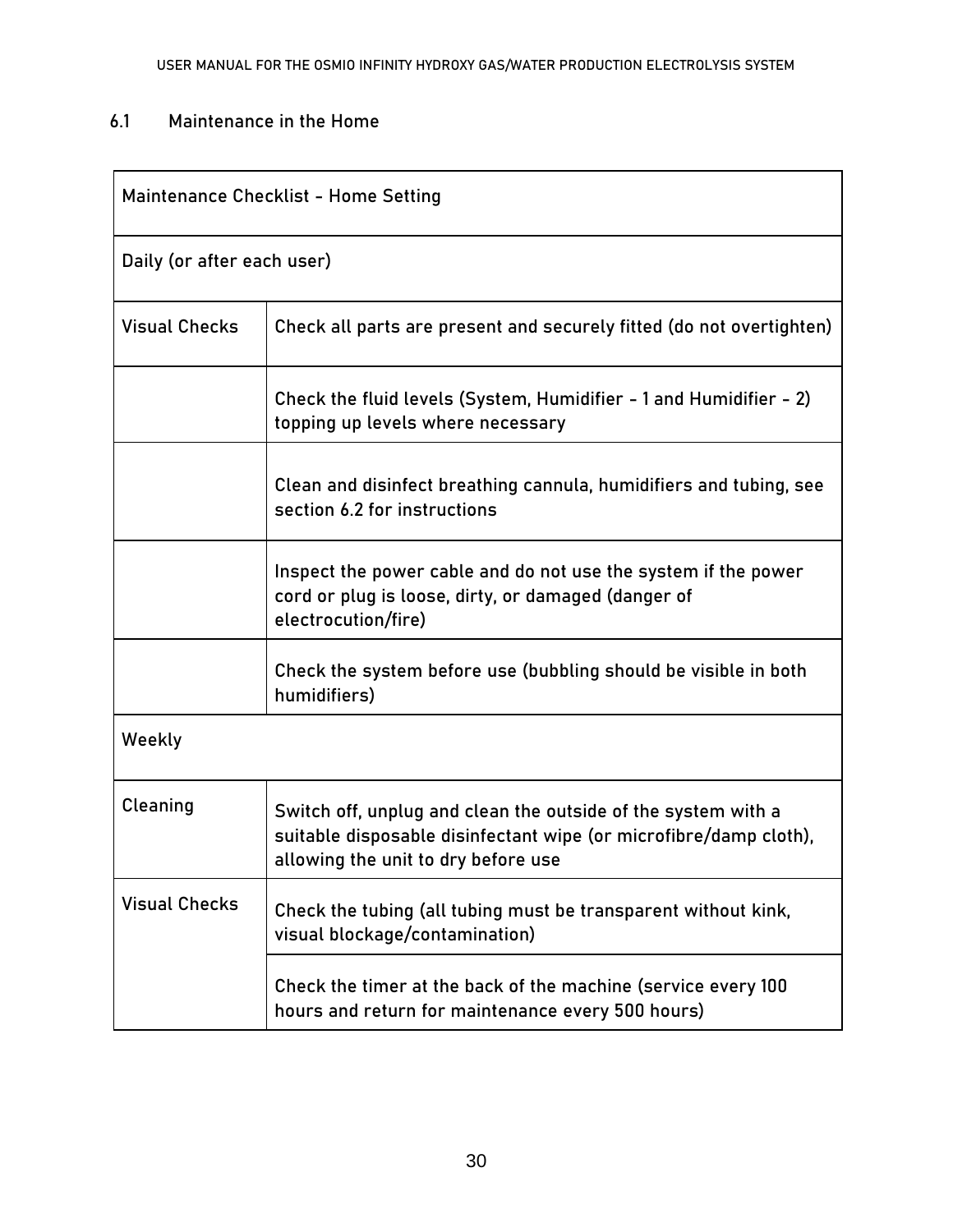## 6.1 Maintenance in the Home

| Maintenance Checklist - Home Setting | |
|---|---|
| Daily (or after each user) | |
| Visual Checks | Check all parts are present and securely fitted (do not overtighten) |
| | Check the fluid levels (System, Humidifier - 1 and Humidifier - 2) topping up levels where necessary |
| | Clean and disinfect breathing cannula, humidifiers and tubing, see section 6.2 for instructions |
| | Inspect the power cable and do not use the system if the power cord or plug is loose, dirty, or damaged (danger of electrocution/fire) |
| | Check the system before use (bubbling should be visible in both humidifiers) |
| Weekly | |
| Cleaning | Switch off, unplug and clean the outside of the system with a suitable disposable disinfectant wipe (or microfibre/damp cloth), allowing the unit to dry before use |
| Visual Checks | Check the tubing (all tubing must be transparent without kink, visual blockage/contamination) |
| | Check the timer at the back of the machine (service every 100 hours and return for maintenance every 500 hours) |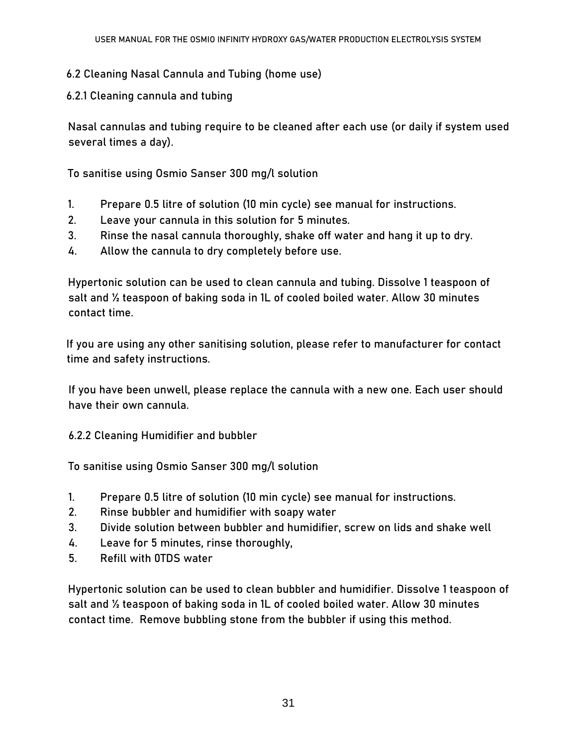## 6.2 Cleaning Nasal Cannula and Tubing (home use)

### 6.2.1 Cleaning cannula and tubing

Nasal cannulas and tubing require to be cleaned after each use (or daily if system used several times a day).

To sanitise using Osmio Sanser 300 mg/l solution

1. Prepare 0.5 litre of solution (10 min cycle) see manual for instructions.
2. Leave your cannula in this solution for 5 minutes.
3. Rinse the nasal cannula thoroughly, shake off water and hang it up to dry.
4. Allow the cannula to dry completely before use.

Hypertonic solution can be used to clean cannula and tubing. Dissolve 1 teaspoon of salt and ½ teaspoon of baking soda in 1L of cooled boiled water. Allow 30 minutes contact time.

If you are using any other sanitising solution, please refer to manufacturer for contact time and safety instructions.

If you have been unwell, please replace the cannula with a new one. Each user should have their own cannula.

### 6.2.2 Cleaning Humidifier and bubbler

To sanitise using Osmio Sanser 300 mg/l solution

1. Prepare 0.5 litre of solution (10 min cycle) see manual for instructions.
2. Rinse bubbler and humidifier with soapy water
3. Divide solution between bubbler and humidifier, screw on lids and shake well
4. Leave for 5 minutes, rinse thoroughly,
5. Refill with 0TDS water

Hypertonic solution can be used to clean bubbler and humidifier. Dissolve 1 teaspoon of salt and ½ teaspoon of baking soda in 1L of cooled boiled water. Allow 30 minutes contact time. Remove bubbling stone from the bubbler if using this method.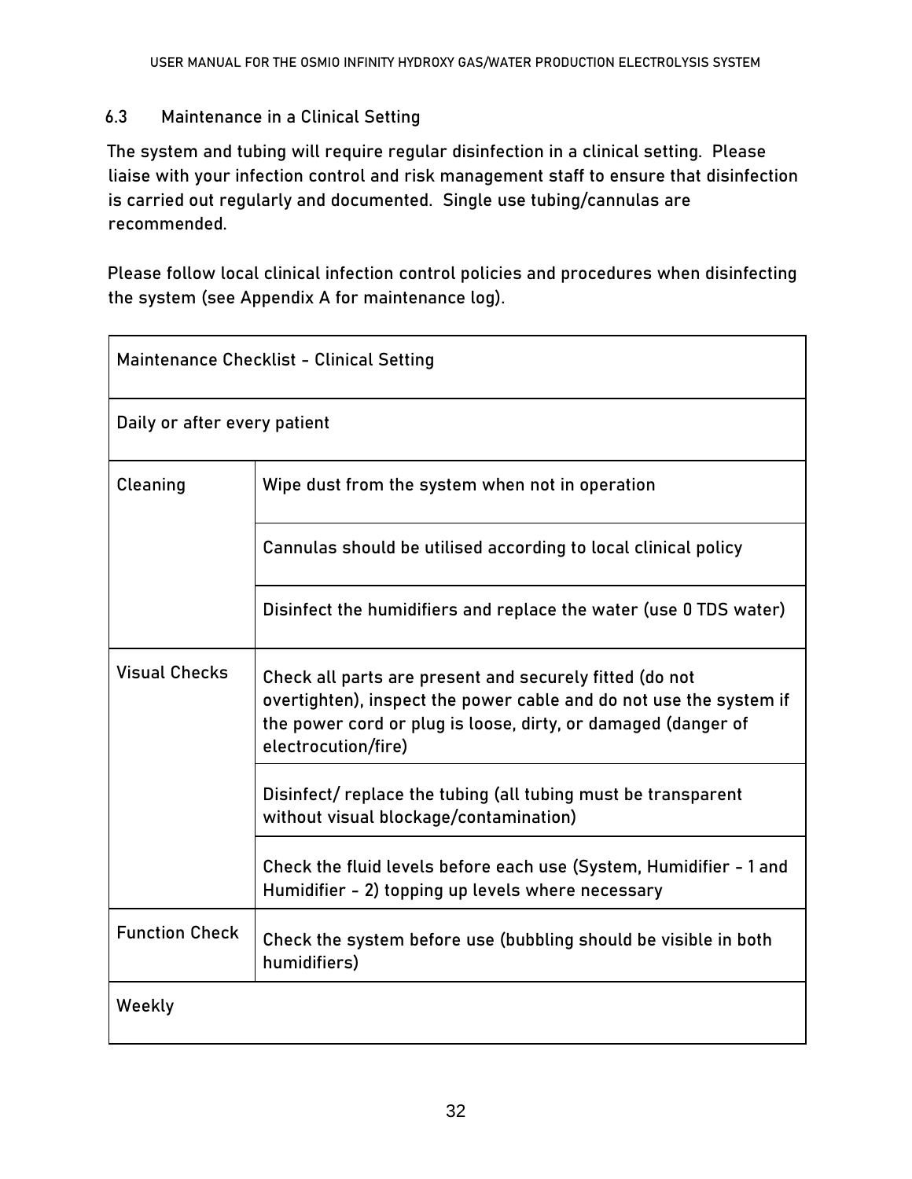### 6.3 Maintenance in a Clinical Setting

The system and tubing will require regular disinfection in a clinical setting. Please liaise with your infection control and risk management staff to ensure that disinfection is carried out regularly and documented. Single use tubing/cannulas are recommended.

Please follow local clinical infection control policies and procedures when disinfecting the system (see Appendix A for maintenance log).

| Maintenance Checklist - Clinical Setting | |
|---|---|
| Daily or after every patient | |
| Cleaning | Wipe dust from the system when not in operation |
| | Cannulas should be utilised according to local clinical policy |
| | Disinfect the humidifiers and replace the water (use 0 TDS water) |
| Visual Checks | Check all parts are present and securely fitted (do not overtighten), inspect the power cable and do not use the system if the power cord or plug is loose, dirty, or damaged (danger of electrocution/fire) |
| | Disinfect/ replace the tubing (all tubing must be transparent without visual blockage/contamination) |
| | Check the fluid levels before each use (System, Humidifier - 1 and Humidifier - 2) topping up levels where necessary |
| Function Check | Check the system before use (bubbling should be visible in both humidifiers) |
| Weekly | |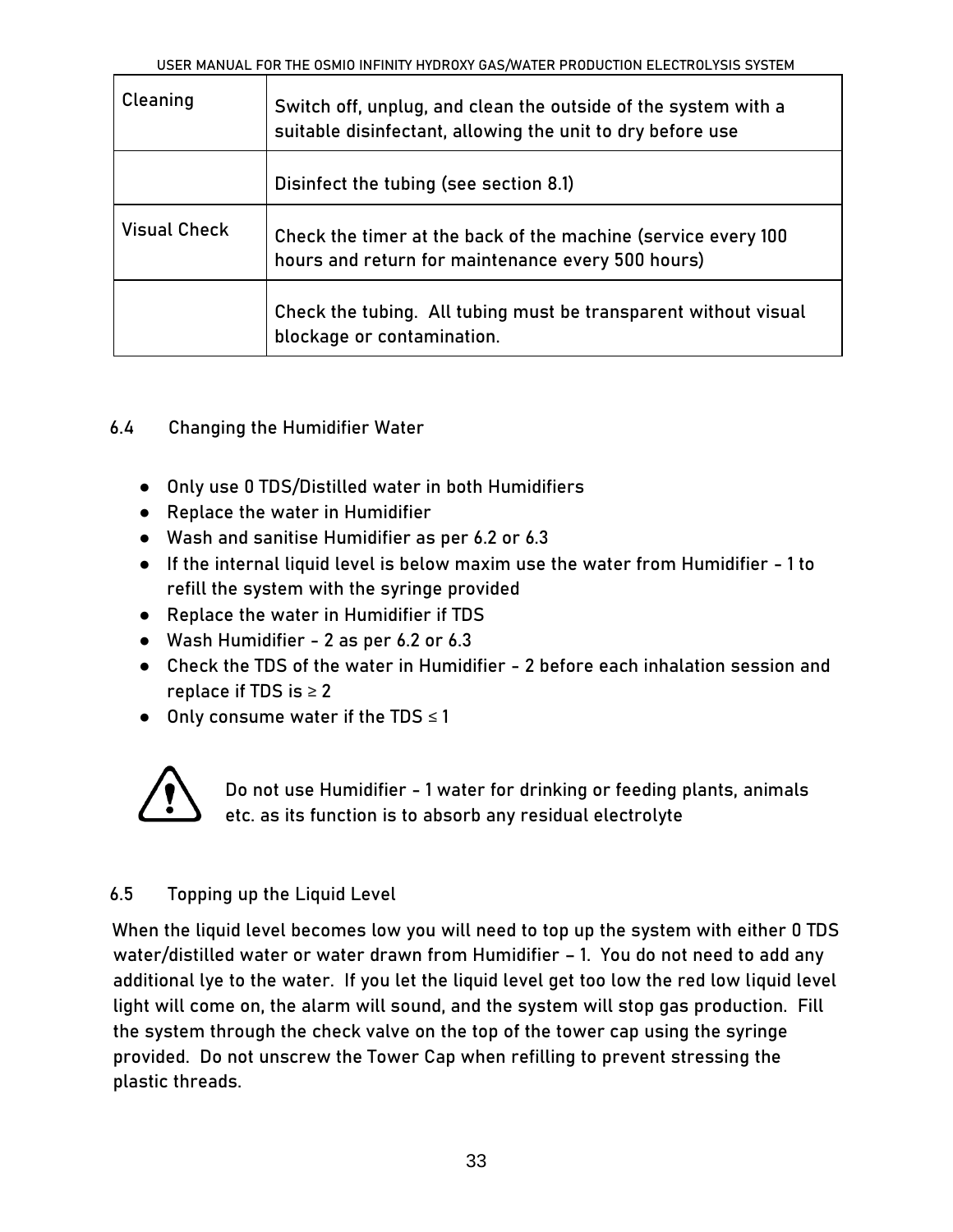| Cleaning | Switch off, unplug, and clean the outside of the system with a suitable disinfectant, allowing the unit to dry before use |
| --- | --- |
| | Disinfect the tubing (see section 8.1) |
| Visual Check | Check the timer at the back of the machine (service every 100 hours and return for maintenance every 500 hours) |
| | Check the tubing. All tubing must be transparent without visual blockage or contamination. |

### 6.4 Changing the Humidifier Water

- Only use 0 TDS/Distilled water in both Humidifiers
- Replace the water in Humidifier
- Wash and sanitise Humidifier as per 6.2 or 6.3
- If the internal liquid level is below maxim use the water from Humidifier - 1 to refill the system with the syringe provided
- Replace the water in Humidifier if TDS
- Wash Humidifier - 2 as per 6.2 or 6.3
- Check the TDS of the water in Humidifier - 2 before each inhalation session and replace if TDS is ≥ 2
- Only consume water if the TDS ≤ 1

Do not use Humidifier - 1 water for drinking or feeding plants, animals etc. as its function is to absorb any residual electrolyte

### 6.5 Topping up the Liquid Level

When the liquid level becomes low you will need to top up the system with either 0 TDS water/distilled water or water drawn from Humidifier – 1. You do not need to add any additional lye to the water. If you let the liquid level get too low the red low liquid level light will come on, the alarm will sound, and the system will stop gas production. Fill the system through the check valve on the top of the tower cap using the syringe provided. Do not unscrew the Tower Cap when refilling to prevent stressing the plastic threads.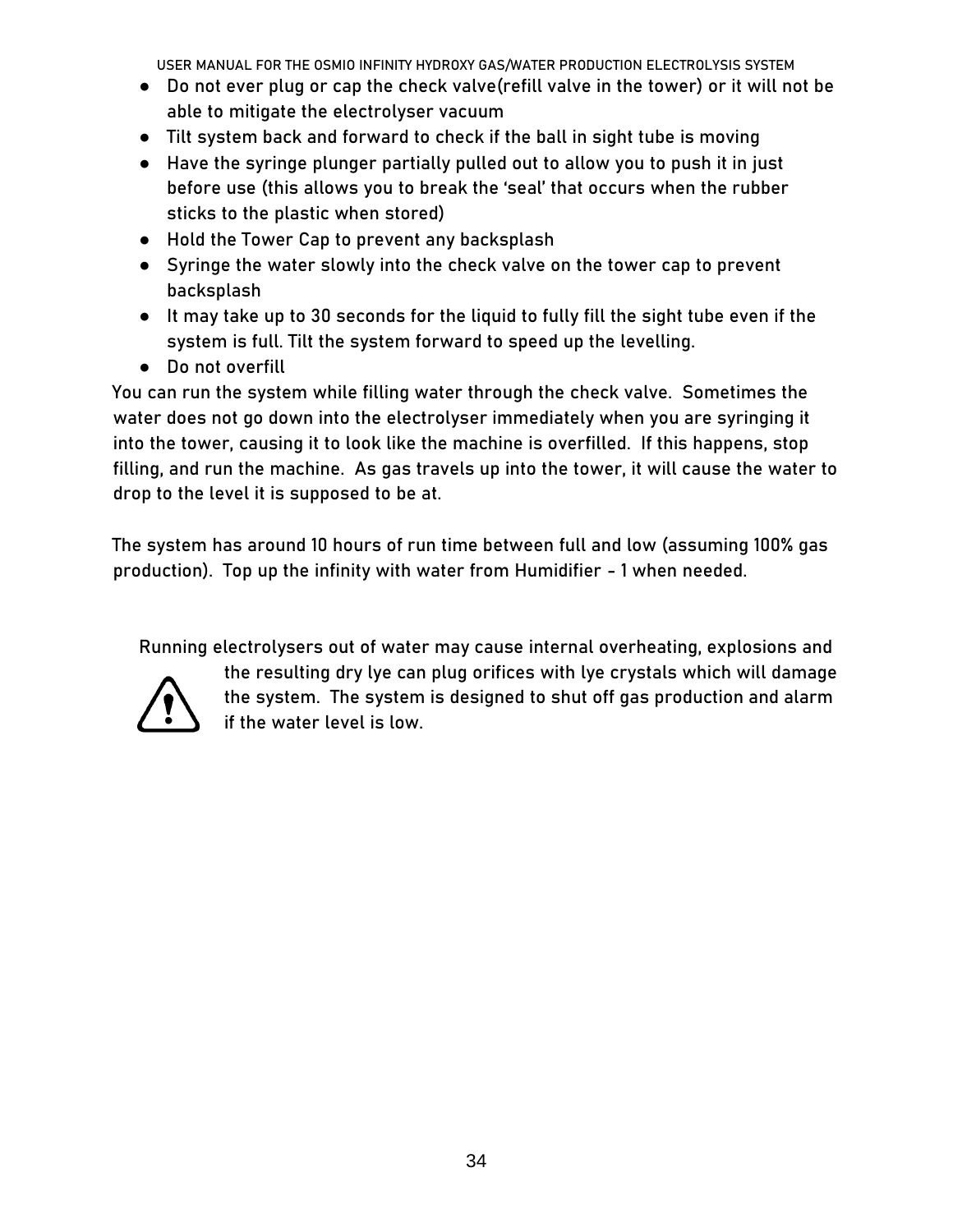- Do not ever plug or cap the check valve(refill valve in the tower) or it will not be able to mitigate the electrolyser vacuum
- Tilt system back and forward to check if the ball in sight tube is moving
- Have the syringe plunger partially pulled out to allow you to push it in just before use (this allows you to break the 'seal' that occurs when the rubber sticks to the plastic when stored)
- Hold the Tower Cap to prevent any backsplash
- Syringe the water slowly into the check valve on the tower cap to prevent backsplash
- It may take up to 30 seconds for the liquid to fully fill the sight tube even if the system is full. Tilt the system forward to speed up the levelling.
- Do not overfill

You can run the system while filling water through the check valve. Sometimes the water does not go down into the electrolyser immediately when you are syringing it into the tower, causing it to look like the machine is overfilled. If this happens, stop filling, and run the machine. As gas travels up into the tower, it will cause the water to drop to the level it is supposed to be at.

The system has around 10 hours of run time between full and low (assuming 100% gas production). Top up the infinity with water from Humidifier - 1 when needed.

Running electrolysers out of water may cause internal overheating, explosions and the resulting dry lye can plug orifices with lye crystals which will damage the system. The system is designed to shut off gas production and alarm if the water level is low.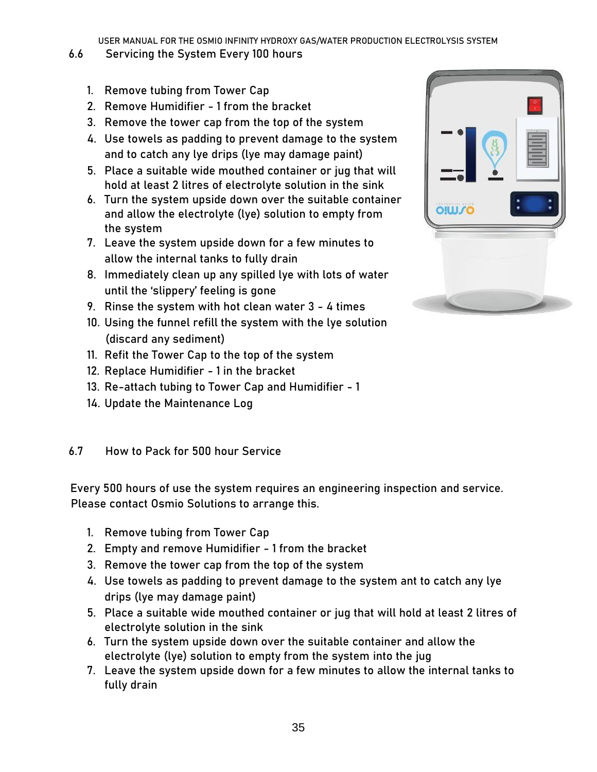## 6.6 Servicing the System Every 100 hours

1. Remove tubing from Tower Cap
2. Remove Humidifier - 1 from the bracket
3. Remove the tower cap from the top of the system
4. Use towels as padding to prevent damage to the system and to catch any lye drips (lye may damage paint)
5. Place a suitable wide mouthed container or jug that will hold at least 2 litres of electrolyte solution in the sink
6. Turn the system upside down over the suitable container and allow the electrolyte (lye) solution to empty from the system
7. Leave the system upside down for a few minutes to allow the internal tanks to fully drain
8. Immediately clean up any spilled lye with lots of water until the 'slippery' feeling is gone
9. Rinse the system with hot clean water 3 - 4 times
10. Using the funnel refill the system with the lye solution (discard any sediment)
11. Refit the Tower Cap to the top of the system
12. Replace Humidifier - 1 in the bracket
13. Re-attach tubing to Tower Cap and Humidifier - 1
14. Update the Maintenance Log

## 6.7 How to Pack for 500 hour Service

Every 500 hours of use the system requires an engineering inspection and service. Please contact Osmio Solutions to arrange this.

1. Remove tubing from Tower Cap
2. Empty and remove Humidifier - 1 from the bracket
3. Remove the tower cap from the top of the system
4. Use towels as padding to prevent damage to the system ant to catch any lye drips (lye may damage paint)
5. Place a suitable wide mouthed container or jug that will hold at least 2 litres of electrolyte solution in the sink
6. Turn the system upside down over the suitable container and allow the electrolyte (lye) solution to empty from the system into the jug
7. Leave the system upside down for a few minutes to allow the internal tanks to fully drain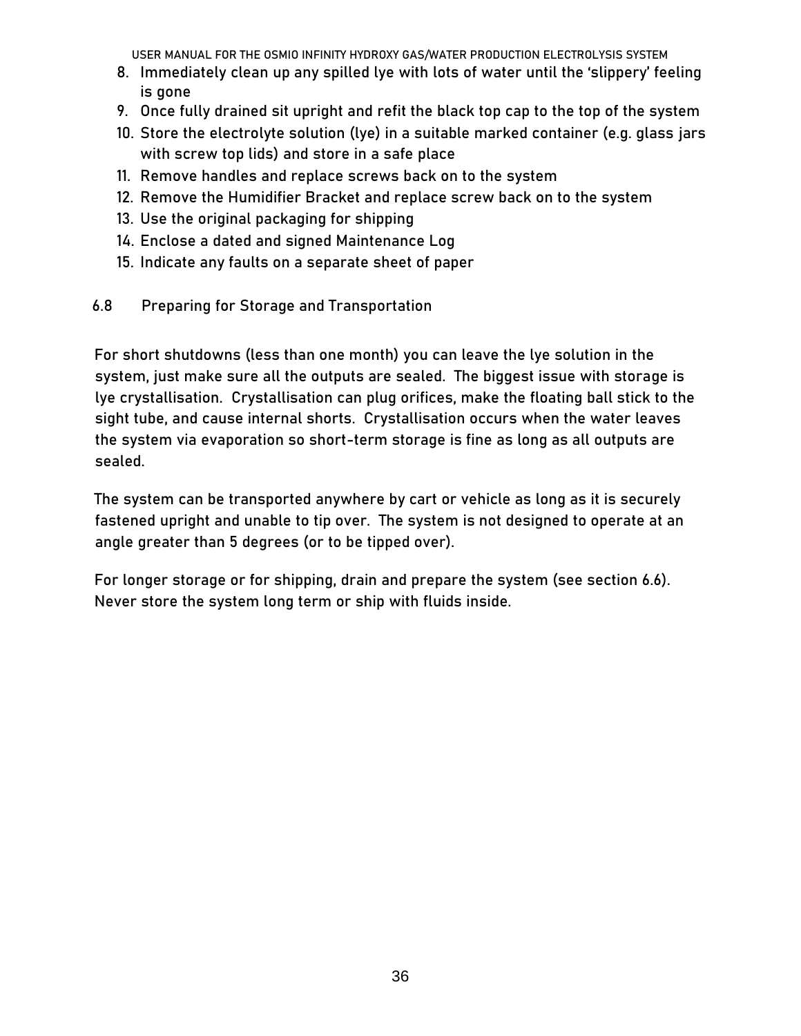8. Immediately clean up any spilled lye with lots of water until the 'slippery' feeling is gone
9. Once fully drained sit upright and refit the black top cap to the top of the system
10. Store the electrolyte solution (lye) in a suitable marked container (e.g. glass jars with screw top lids) and store in a safe place
11. Remove handles and replace screws back on to the system
12. Remove the Humidifier Bracket and replace screw back on to the system
13. Use the original packaging for shipping
14. Enclose a dated and signed Maintenance Log
15. Indicate any faults on a separate sheet of paper

## 6.8 Preparing for Storage and Transportation

For short shutdowns (less than one month) you can leave the lye solution in the system, just make sure all the outputs are sealed. The biggest issue with storage is lye crystallisation. Crystallisation can plug orifices, make the floating ball stick to the sight tube, and cause internal shorts. Crystallisation occurs when the water leaves the system via evaporation so short-term storage is fine as long as all outputs are sealed.

The system can be transported anywhere by cart or vehicle as long as it is securely fastened upright and unable to tip over. The system is not designed to operate at an angle greater than 5 degrees (or to be tipped over).

For longer storage or for shipping, drain and prepare the system (see section 6.6). Never store the system long term or ship with fluids inside.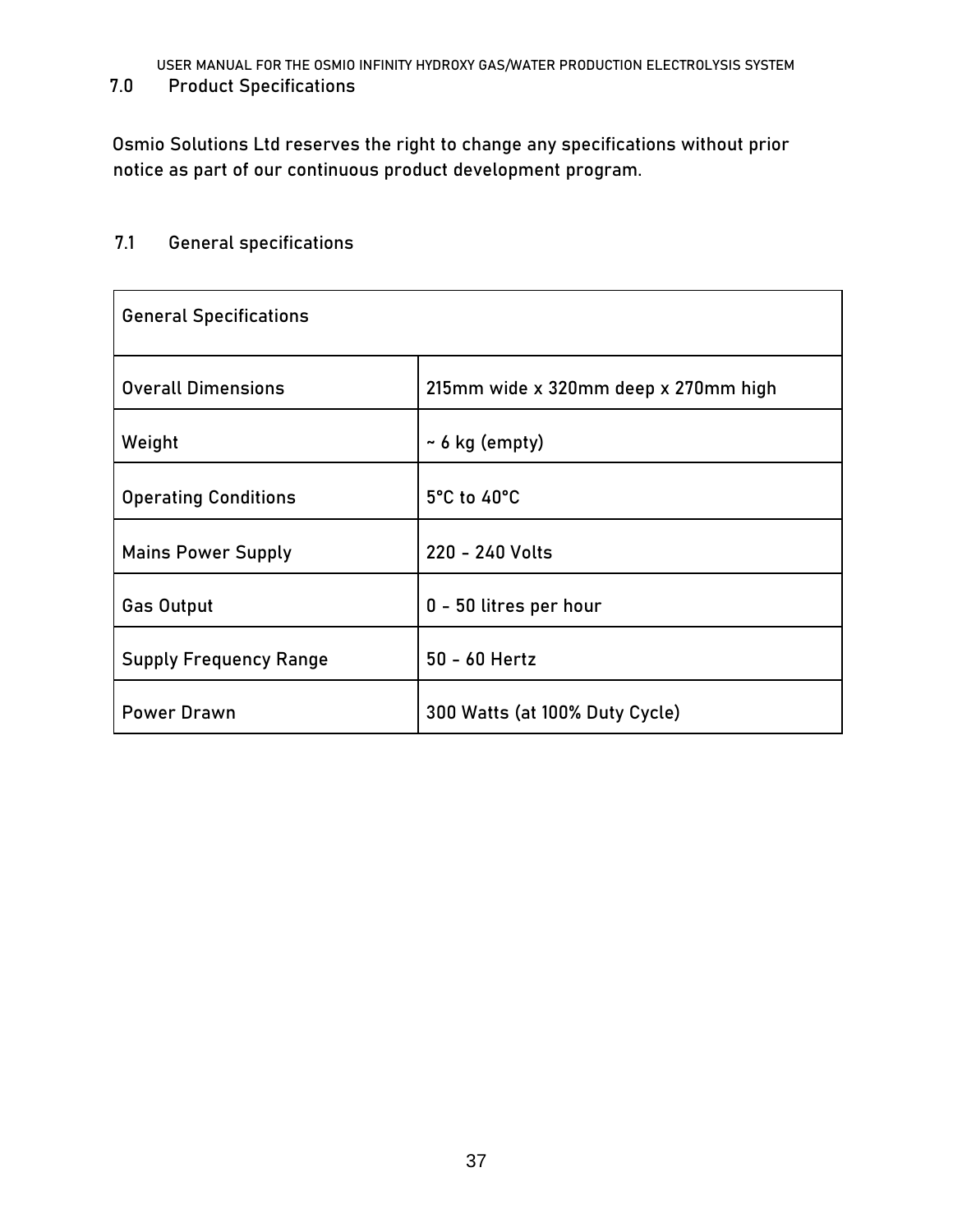## 7.0 Product Specifications

Osmio Solutions Ltd reserves the right to change any specifications without prior notice as part of our continuous product development program.

### 7.1 General specifications

| General Specifications | |
|---|---|
| Overall Dimensions | 215mm wide x 320mm deep x 270mm high |
| Weight | ~ 6 kg (empty) |
| Operating Conditions | 5°C to 40°C |
| Mains Power Supply | 220 - 240 Volts |
| Gas Output | 0 - 50 litres per hour |
| Supply Frequency Range | 50 - 60 Hertz |
| Power Drawn | 300 Watts (at 100% Duty Cycle) |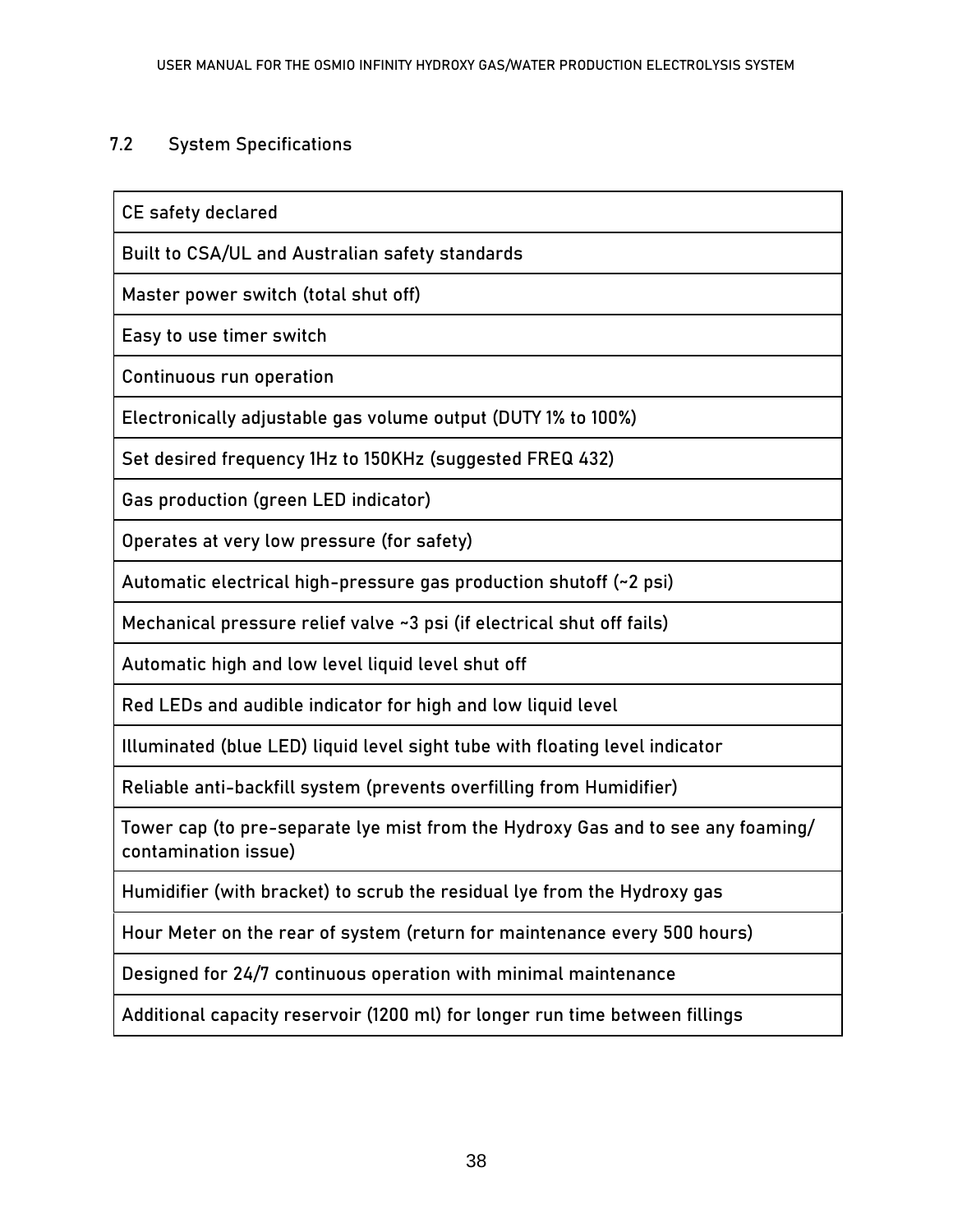## 7.2 System Specifications

| CE safety declared |
|---|
| Built to CSA/UL and Australian safety standards |
| Master power switch (total shut off) |
| Easy to use timer switch |
| Continuous run operation |
| Electronically adjustable gas volume output (DUTY 1% to 100%) |
| Set desired frequency 1Hz to 150KHz (suggested FREQ 432) |
| Gas production (green LED indicator) |
| Operates at very low pressure (for safety) |
| Automatic electrical high-pressure gas production shutoff (~2 psi) |
| Mechanical pressure relief valve ~3 psi (if electrical shut off fails) |
| Automatic high and low level liquid level shut off |
| Red LEDs and audible indicator for high and low liquid level |
| Illuminated (blue LED) liquid level sight tube with floating level indicator |
| Reliable anti-backfill system (prevents overfilling from Humidifier) |
| Tower cap (to pre-separate lye mist from the Hydroxy Gas and to see any foaming/ contamination issue) |
| Humidifier (with bracket) to scrub the residual lye from the Hydroxy gas |
| Hour Meter on the rear of system (return for maintenance every 500 hours) |
| Designed for 24/7 continuous operation with minimal maintenance |
| Additional capacity reservoir (1200 ml) for longer run time between fillings |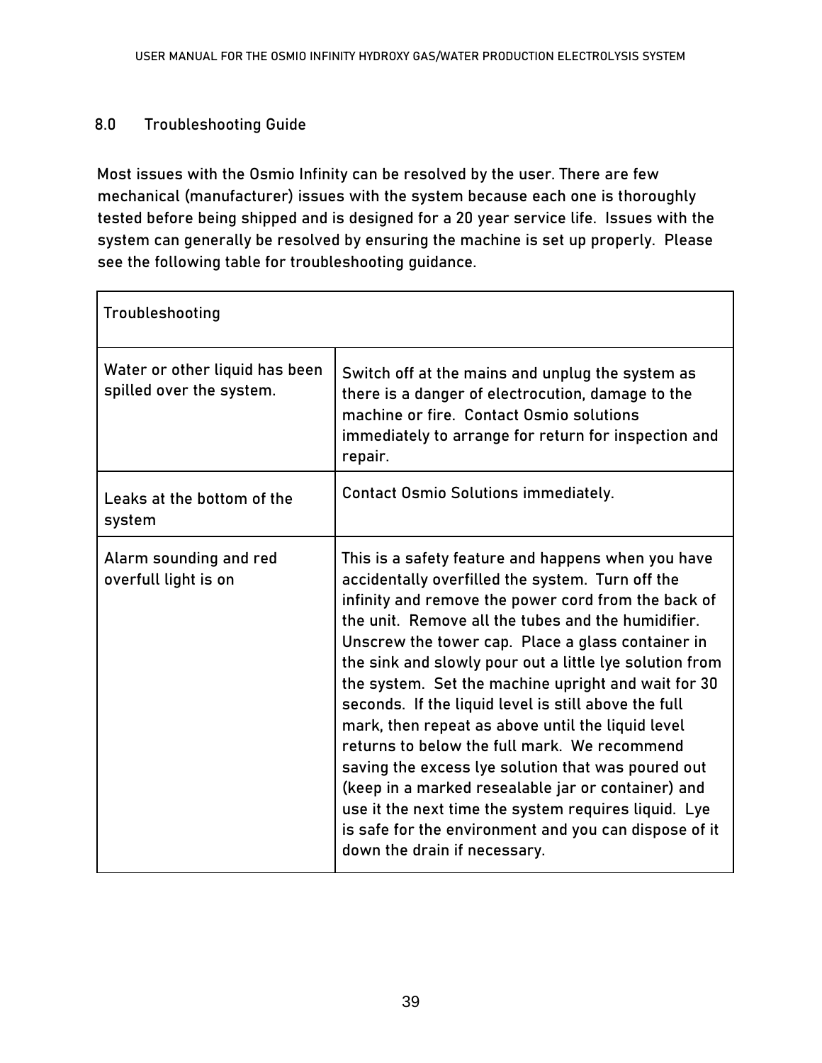## 8.0 Troubleshooting Guide

Most issues with the Osmio Infinity can be resolved by the user. There are few mechanical (manufacturer) issues with the system because each one is thoroughly tested before being shipped and is designed for a 20 year service life. Issues with the system can generally be resolved by ensuring the machine is set up properly. Please see the following table for troubleshooting guidance.

| Troubleshooting | |
|---|---|
| Water or other liquid has been spilled over the system. | Switch off at the mains and unplug the system as there is a danger of electrocution, damage to the machine or fire. Contact Osmio solutions immediately to arrange for return for inspection and repair. |
| Leaks at the bottom of the system | Contact Osmio Solutions immediately. |
| Alarm sounding and red overfull light is on | This is a safety feature and happens when you have accidentally overfilled the system. Turn off the infinity and remove the power cord from the back of the unit. Remove all the tubes and the humidifier. Unscrew the tower cap. Place a glass container in the sink and slowly pour out a little lye solution from the system. Set the machine upright and wait for 30 seconds. If the liquid level is still above the full mark, then repeat as above until the liquid level returns to below the full mark. We recommend saving the excess lye solution that was poured out (keep in a marked resealable jar or container) and use it the next time the system requires liquid. Lye is safe for the environment and you can dispose of it down the drain if necessary. |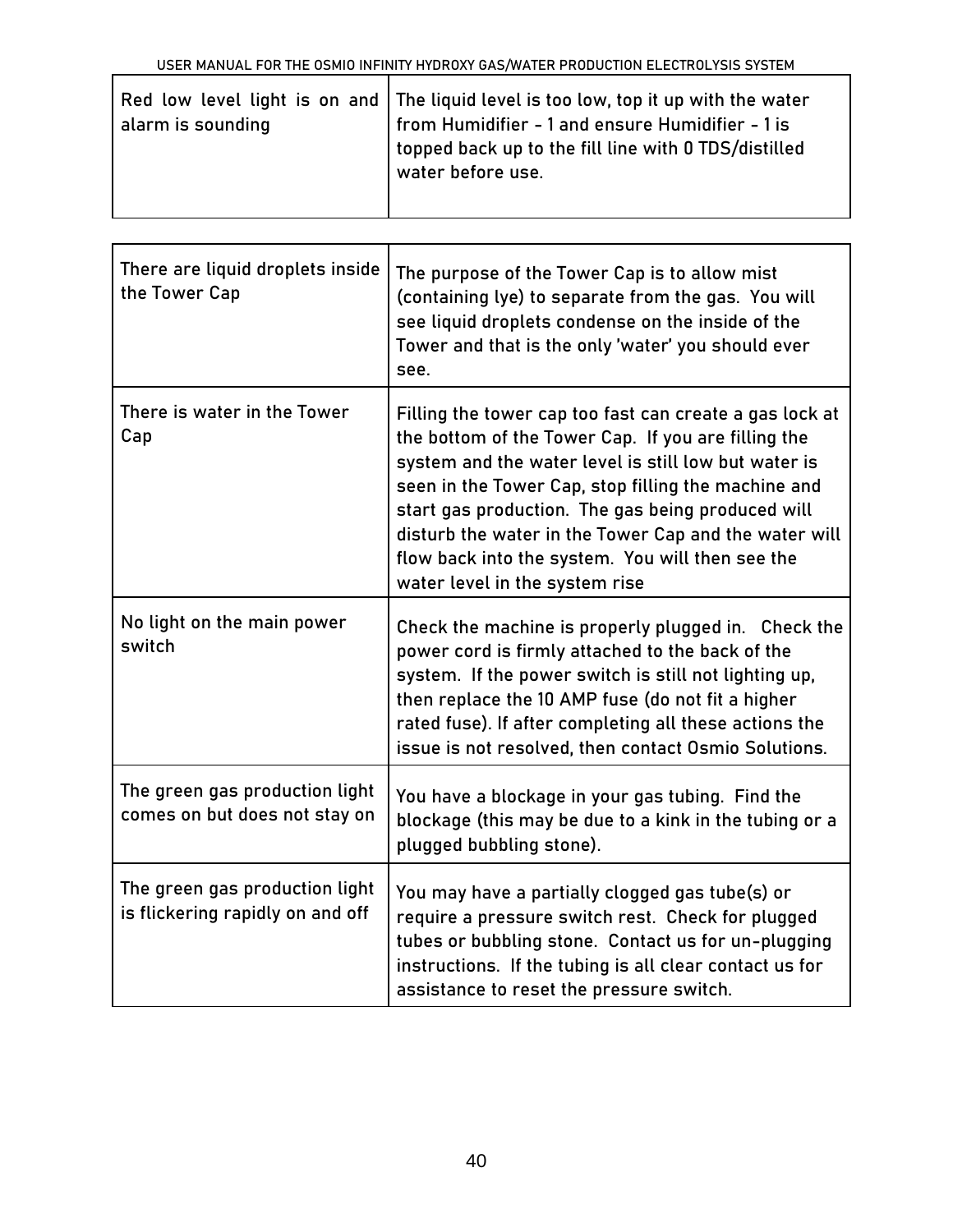| Red low level light is on and alarm is sounding | The liquid level is too low, top it up with the water from Humidifier - 1 and ensure Humidifier - 1 is topped back up to the fill line with 0 TDS/distilled water before use. |
|---|---|

| There are liquid droplets inside the Tower Cap | The purpose of the Tower Cap is to allow mist (containing lye) to separate from the gas. You will see liquid droplets condense on the inside of the Tower and that is the only 'water' you should ever see. |
|---|---|
| There is water in the Tower Cap | Filling the tower cap too fast can create a gas lock at the bottom of the Tower Cap. If you are filling the system and the water level is still low but water is seen in the Tower Cap, stop filling the machine and start gas production. The gas being produced will disturb the water in the Tower Cap and the water will flow back into the system. You will then see the water level in the system rise |
| No light on the main power switch | Check the machine is properly plugged in. Check the power cord is firmly attached to the back of the system. If the power switch is still not lighting up, then replace the 10 AMP fuse (do not fit a higher rated fuse). If after completing all these actions the issue is not resolved, then contact Osmio Solutions. |
| The green gas production light comes on but does not stay on | You have a blockage in your gas tubing. Find the blockage (this may be due to a kink in the tubing or a plugged bubbling stone). |
| The green gas production light is flickering rapidly on and off | You may have a partially clogged gas tube(s) or require a pressure switch rest. Check for plugged tubes or bubbling stone. Contact us for un-plugging instructions. If the tubing is all clear contact us for assistance to reset the pressure switch. |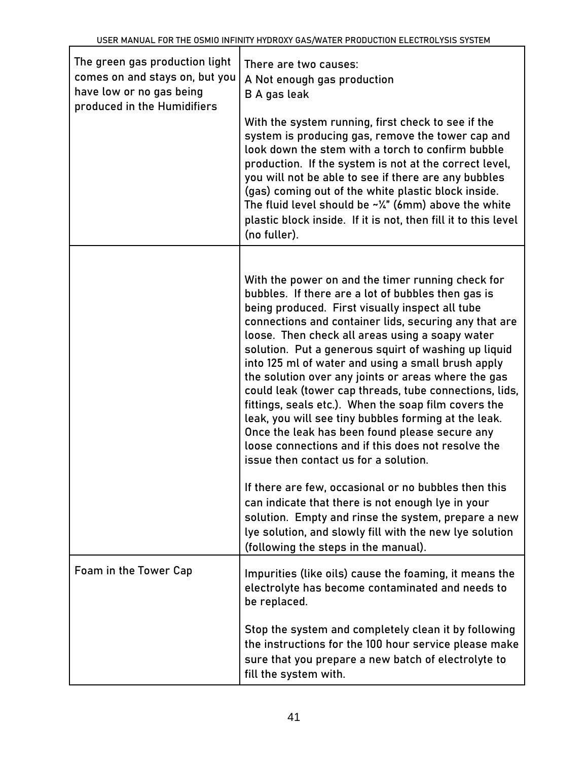| | |
|---|---|
| The green gas production light comes on and stays on, but you have low or no gas being produced in the Humidifiers | There are two causes:<br>A Not enough gas production<br>B A gas leak<br><br>With the system running, first check to see if the system is producing gas, remove the tower cap and look down the stem with a torch to confirm bubble production. If the system is not at the correct level, you will not be able to see if there are any bubbles (gas) coming out of the white plastic block inside. The fluid level should be ~¼" (6mm) above the white plastic block inside. If it is not, then fill it to this level (no fuller). |
| | With the power on and the timer running check for bubbles. If there are a lot of bubbles then gas is being produced. First visually inspect all tube connections and container lids, securing any that are loose. Then check all areas using a soapy water solution. Put a generous squirt of washing up liquid into 125 ml of water and using a small brush apply the solution over any joints or areas where the gas could leak (tower cap threads, tube connections, lids, fittings, seals etc.). When the soap film covers the leak, you will see tiny bubbles forming at the leak. Once the leak has been found please secure any loose connections and if this does not resolve the issue then contact us for a solution.<br><br>If there are few, occasional or no bubbles then this can indicate that there is not enough lye in your solution. Empty and rinse the system, prepare a new lye solution, and slowly fill with the new lye solution (following the steps in the manual). |
| Foam in the Tower Cap | Impurities (like oils) cause the foaming, it means the electrolyte has become contaminated and needs to be replaced.<br><br>Stop the system and completely clean it by following the instructions for the 100 hour service please make sure that you prepare a new batch of electrolyte to fill the system with. |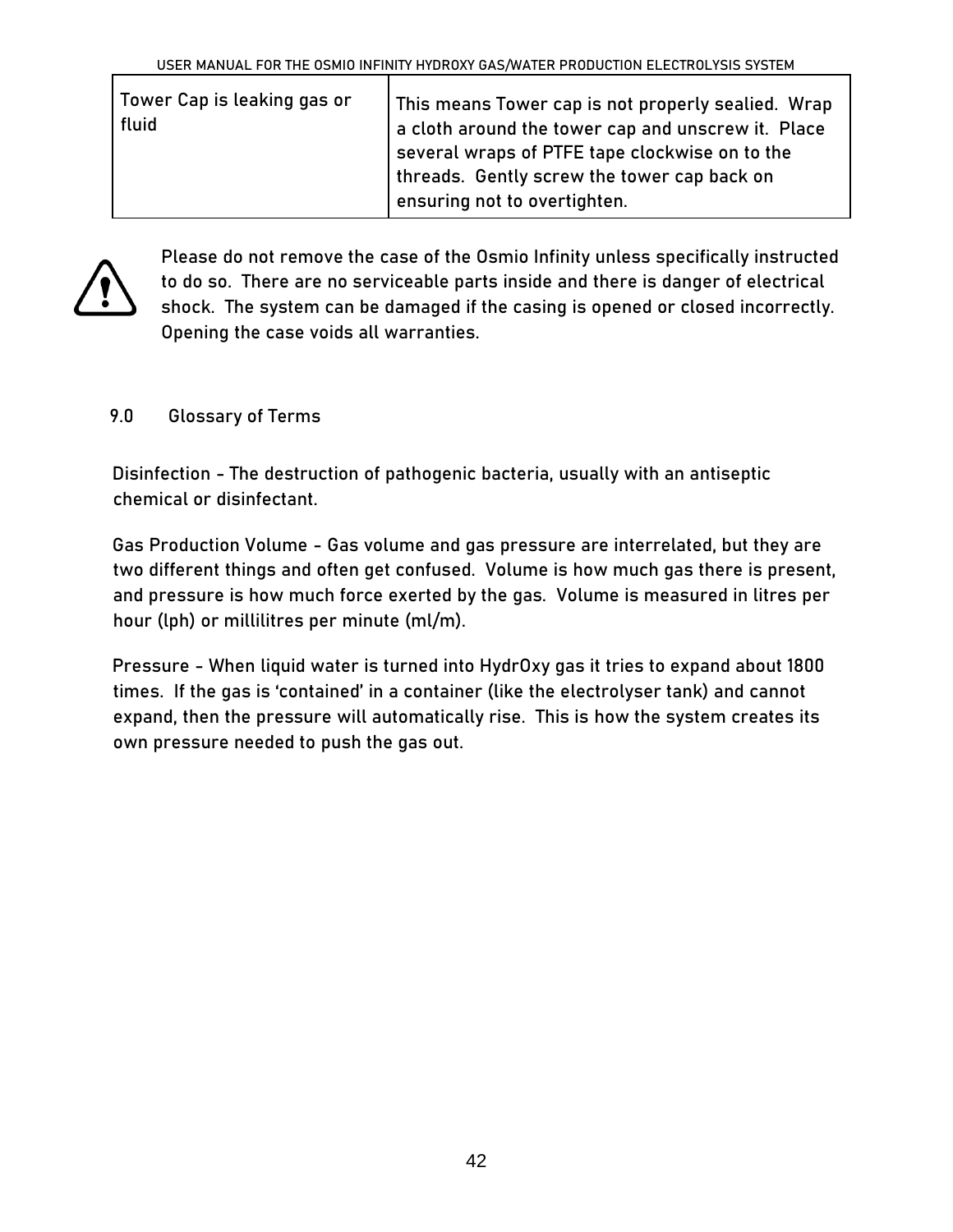| Tower Cap is leaking gas or fluid | This means Tower cap is not properly sealied. Wrap a cloth around the tower cap and unscrew it. Place several wraps of PTFE tape clockwise on to the threads. Gently screw the tower cap back on ensuring not to overtighten. |
|---|---|

⚠ Please do not remove the case of the Osmio Infinity unless specifically instructed to do so. There are no serviceable parts inside and there is danger of electrical shock. The system can be damaged if the casing is opened or closed incorrectly. Opening the case voids all warranties.

## 9.0 Glossary of Terms

Disinfection - The destruction of pathogenic bacteria, usually with an antiseptic chemical or disinfectant.

Gas Production Volume - Gas volume and gas pressure are interrelated, but they are two different things and often get confused. Volume is how much gas there is present, and pressure is how much force exerted by the gas. Volume is measured in litres per hour (lph) or millilitres per minute (ml/m).

Pressure - When liquid water is turned into HydrOxy gas it tries to expand about 1800 times. If the gas is 'contained' in a container (like the electrolyser tank) and cannot expand, then the pressure will automatically rise. This is how the system creates its own pressure needed to push the gas out.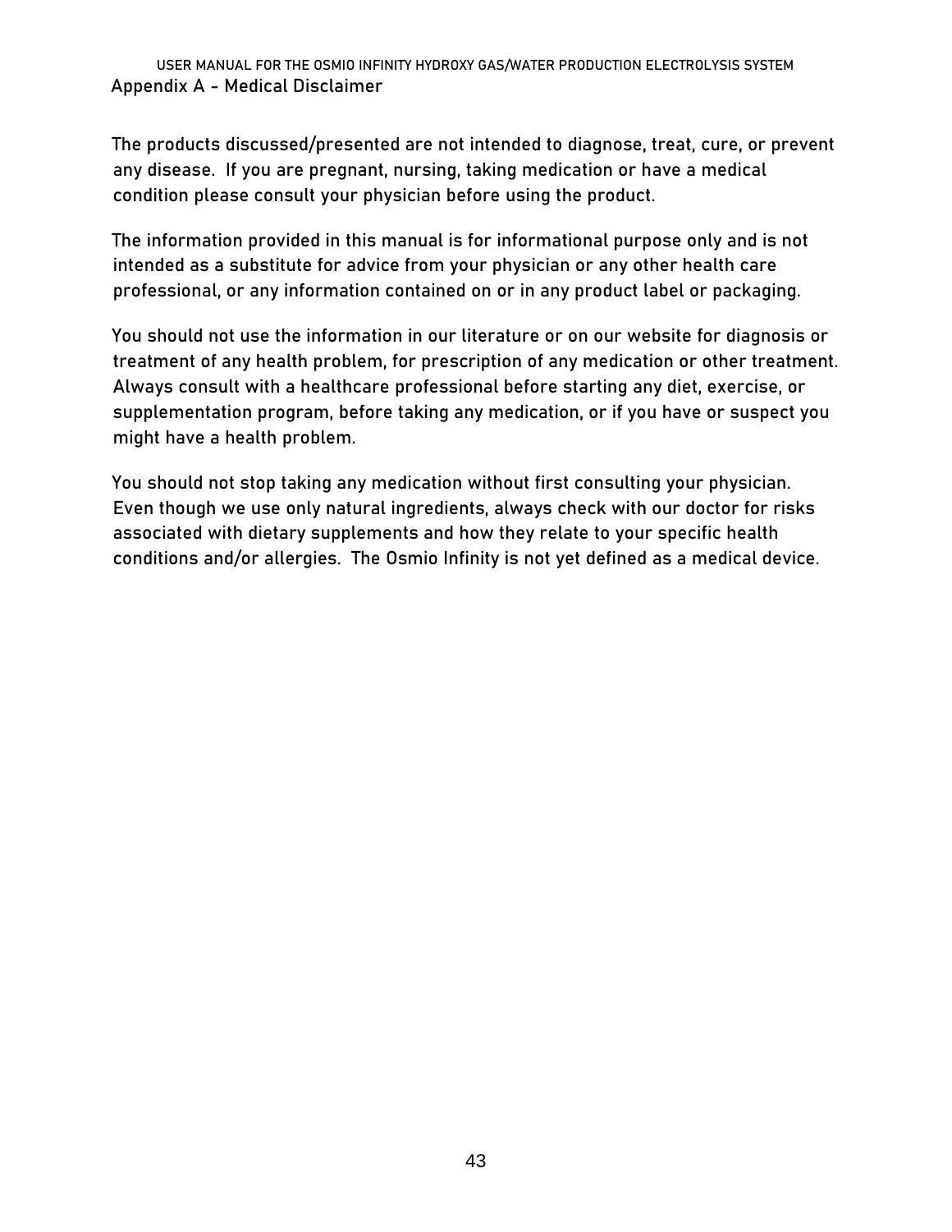## Appendix A - Medical Disclaimer

The products discussed/presented are not intended to diagnose, treat, cure, or prevent any disease. If you are pregnant, nursing, taking medication or have a medical condition please consult your physician before using the product.

The information provided in this manual is for informational purpose only and is not intended as a substitute for advice from your physician or any other health care professional, or any information contained on or in any product label or packaging.

You should not use the information in our literature or on our website for diagnosis or treatment of any health problem, for prescription of any medication or other treatment. Always consult with a healthcare professional before starting any diet, exercise, or supplementation program, before taking any medication, or if you have or suspect you might have a health problem.

You should not stop taking any medication without first consulting your physician. Even though we use only natural ingredients, always check with our doctor for risks associated with dietary supplements and how they relate to your specific health conditions and/or allergies. The Osmio Infinity is not yet defined as a medical device.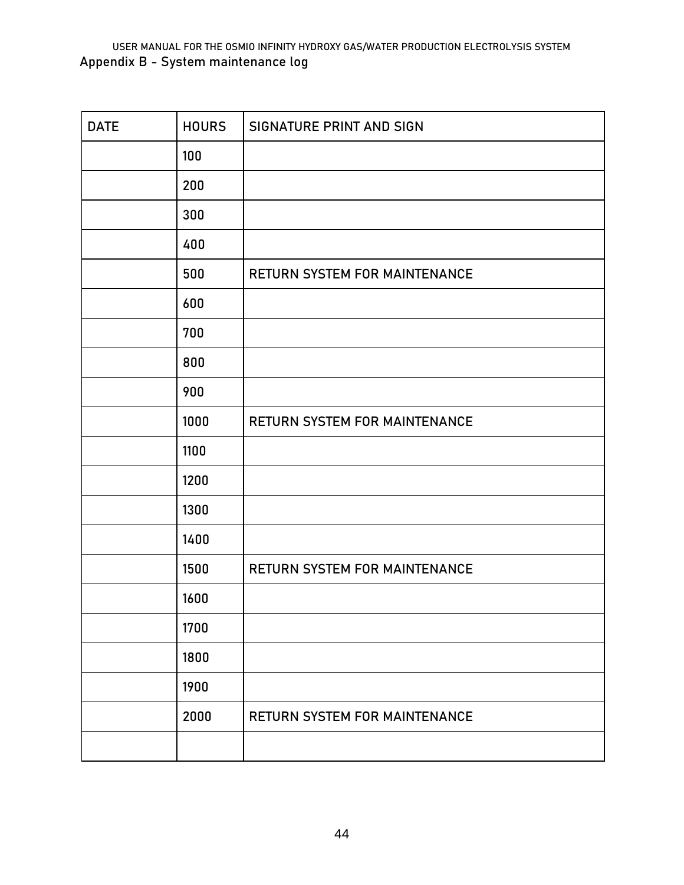## Appendix B - System maintenance log

| DATE | HOURS | SIGNATURE PRINT AND SIGN |
|---|---|---|
| | 100 | |
| | 200 | |
| | 300 | |
| | 400 | |
| | 500 | RETURN SYSTEM FOR MAINTENANCE |
| | 600 | |
| | 700 | |
| | 800 | |
| | 900 | |
| | 1000 | RETURN SYSTEM FOR MAINTENANCE |
| | 1100 | |
| | 1200 | |
| | 1300 | |
| | 1400 | |
| | 1500 | RETURN SYSTEM FOR MAINTENANCE |
| | 1600 | |
| | 1700 | |
| | 1800 | |
| | 1900 | |
| | 2000 | RETURN SYSTEM FOR MAINTENANCE |
| | | |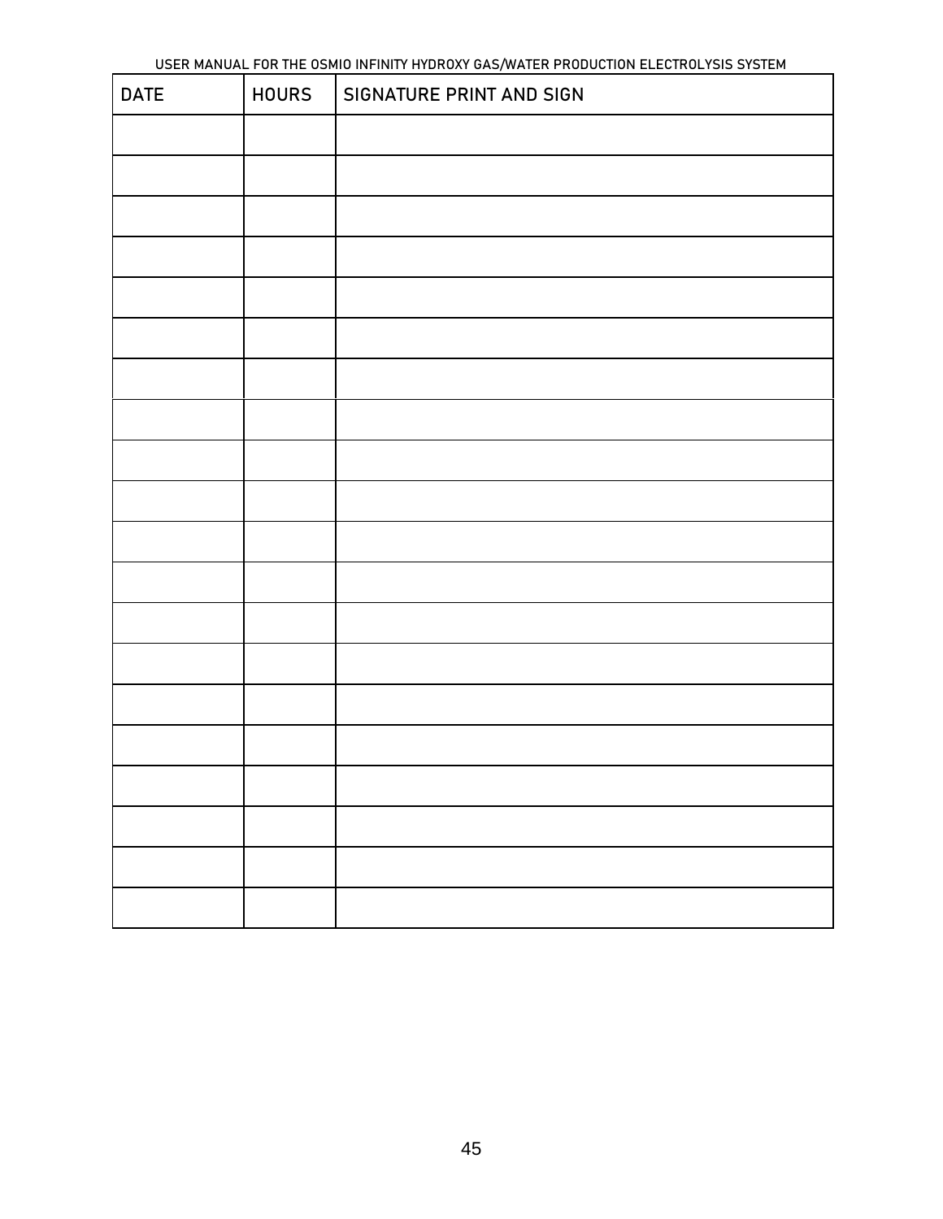| DATE | HOURS | SIGNATURE PRINT AND SIGN |
|---|---|---|
| | | |
| | | |
| | | |
| | | |
| | | |
| | | |
| | | |
| | | |
| | | |
| | | |
| | | |
| | | |
| | | |
| | | |
| | | |
| | | |
| | | |
| | | |
| | | |
| | | |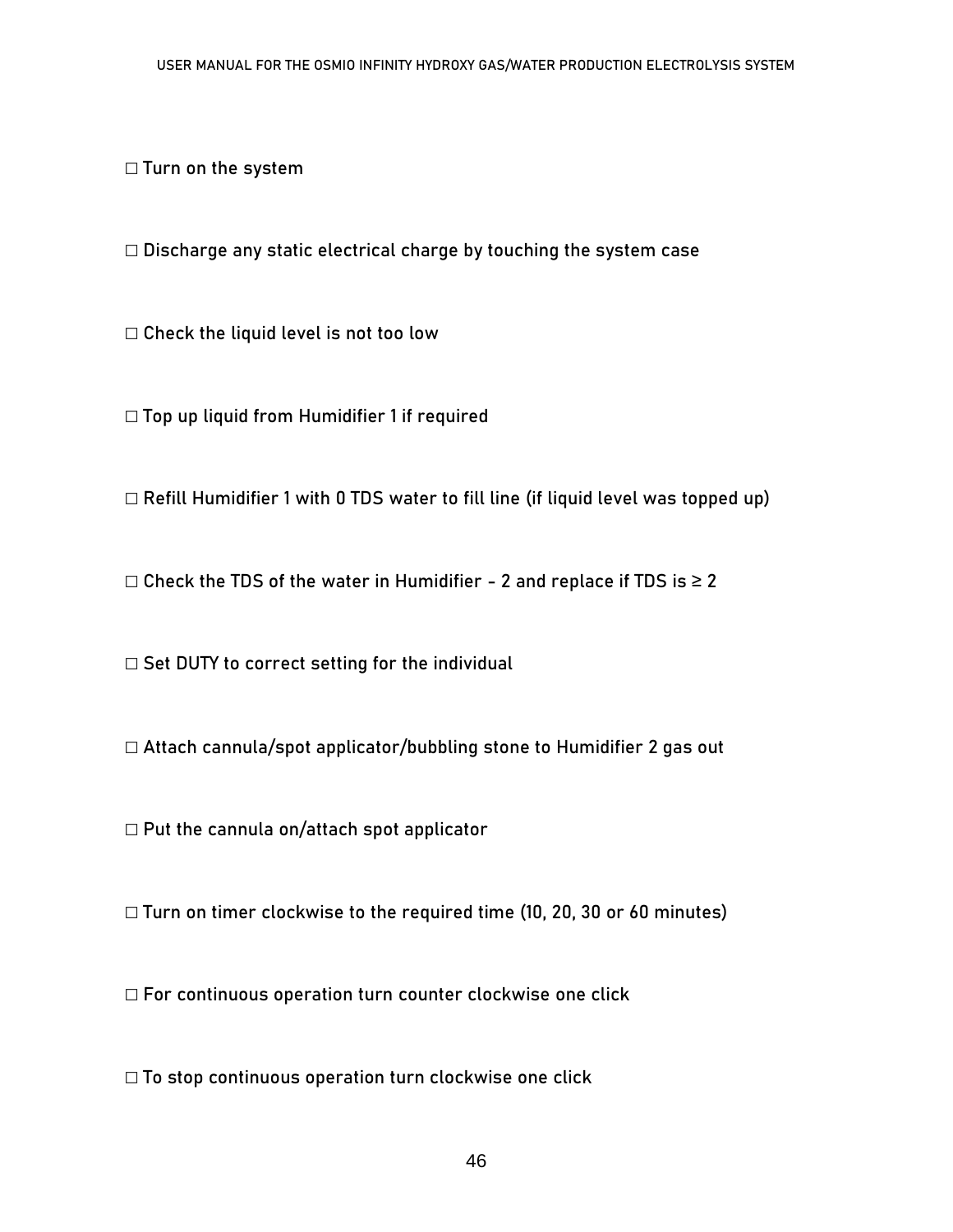☐ Turn on the system

☐ Discharge any static electrical charge by touching the system case

☐ Check the liquid level is not too low

☐ Top up liquid from Humidifier 1 if required

☐ Refill Humidifier 1 with 0 TDS water to fill line (if liquid level was topped up)

☐ Check the TDS of the water in Humidifier - 2 and replace if TDS is ≥ 2

☐ Set DUTY to correct setting for the individual

☐ Attach cannula/spot applicator/bubbling stone to Humidifier 2 gas out

☐ Put the cannula on/attach spot applicator

☐ Turn on timer clockwise to the required time (10, 20, 30 or 60 minutes)

☐ For continuous operation turn counter clockwise one click

☐ To stop continuous operation turn clockwise one click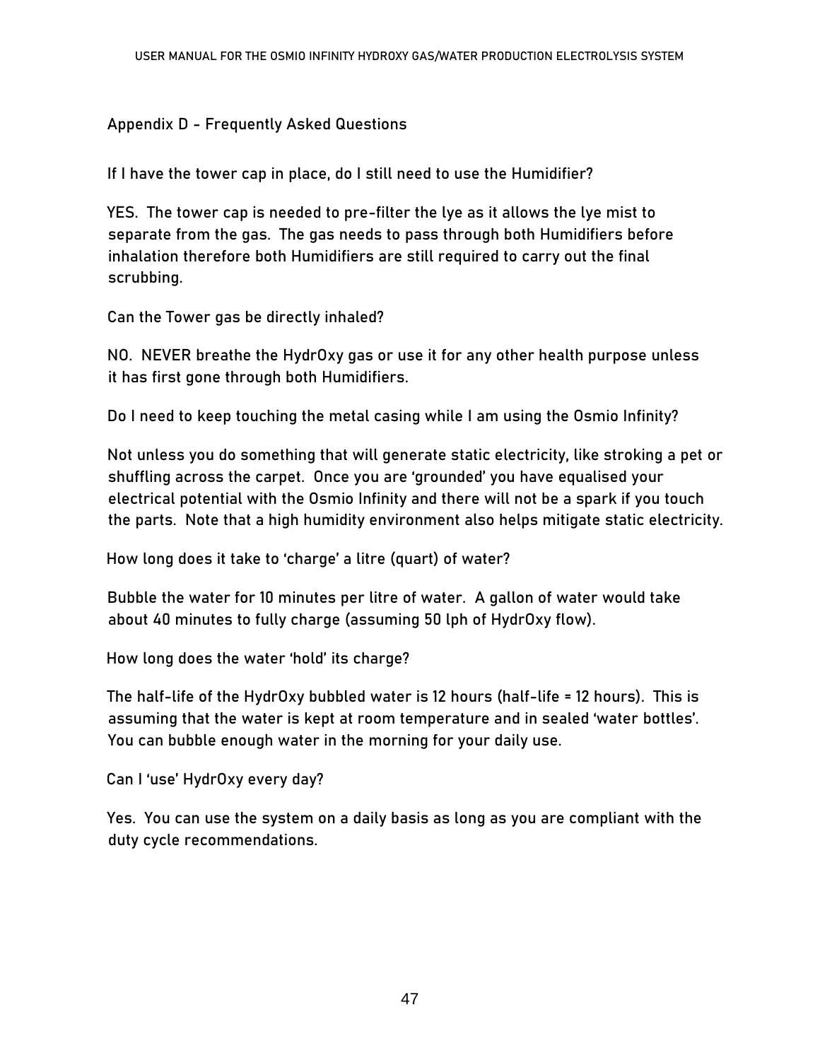## Appendix D - Frequently Asked Questions

**If I have the tower cap in place, do I still need to use the Humidifier?**

YES. The tower cap is needed to pre-filter the lye as it allows the lye mist to separate from the gas. The gas needs to pass through both Humidifiers before inhalation therefore both Humidifiers are still required to carry out the final scrubbing.

**Can the Tower gas be directly inhaled?**

NO. NEVER breathe the HydrOxy gas or use it for any other health purpose unless it has first gone through both Humidifiers.

**Do I need to keep touching the metal casing while I am using the Osmio Infinity?**

Not unless you do something that will generate static electricity, like stroking a pet or shuffling across the carpet. Once you are 'grounded' you have equalised your electrical potential with the Osmio Infinity and there will not be a spark if you touch the parts. Note that a high humidity environment also helps mitigate static electricity.

**How long does it take to 'charge' a litre (quart) of water?**

Bubble the water for 10 minutes per litre of water. A gallon of water would take about 40 minutes to fully charge (assuming 50 lph of HydrOxy flow).

**How long does the water 'hold' its charge?**

The half-life of the HydrOxy bubbled water is 12 hours (half-life = 12 hours). This is assuming that the water is kept at room temperature and in sealed 'water bottles'. You can bubble enough water in the morning for your daily use.

**Can I 'use' HydrOxy every day?**

Yes. You can use the system on a daily basis as long as you are compliant with the duty cycle recommendations.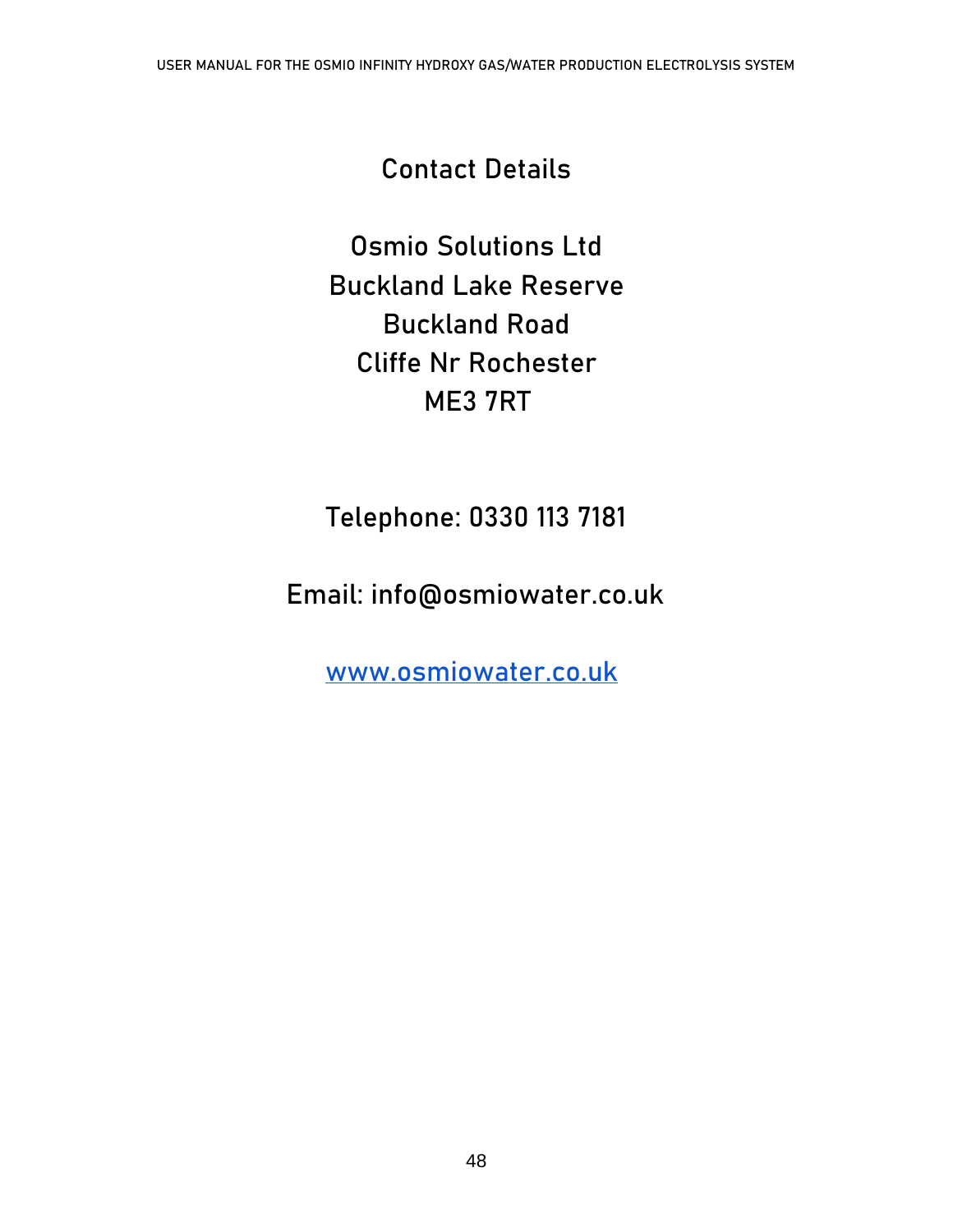# Contact Details

Osmio Solutions Ltd
Buckland Lake Reserve
Buckland Road
Cliffe Nr Rochester
ME3 7RT

Telephone: 0330 113 7181

Email: info@osmiowater.co.uk

[www.osmiowater.co.uk](http://www.osmiowater.co.uk)